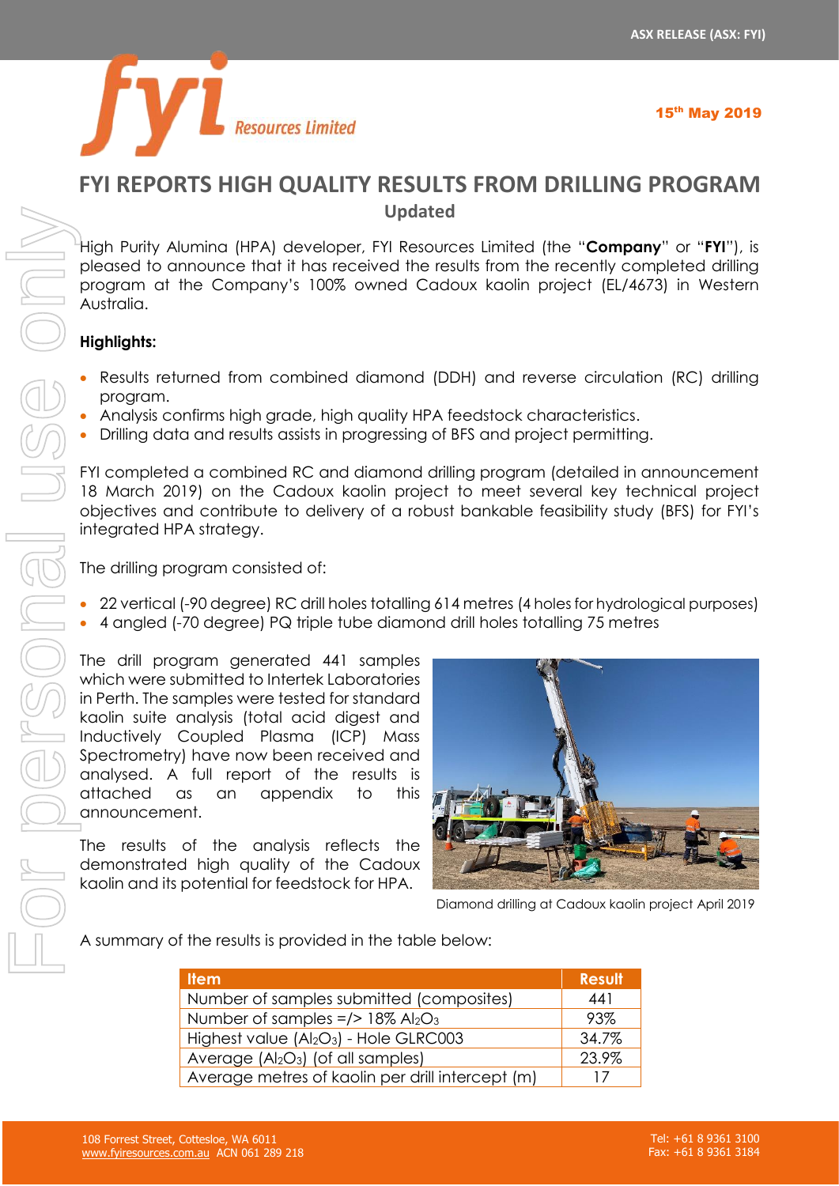# FYI REPORTS HIGH QUALITY RESULTS FROM DRILLING PROGRAM

**Updated**

High Purity Alumina (HPA) developer, FYI Resources Limited (the "**Company**" or "**FYI**"), is pleased to announce that it has received the results from the recently completed drilling program at the Company's 100% owned Cadoux kaolin project (EL/4673) in Western Australia.

**Highlights:**

- Results returned from combined diamond (DDH) and reverse circulation (RC) drilling program.
- Analysis confirms high grade, high quality HPA feedstock characteristics.
- Drilling data and results assists in progressing of BFS and project permitting.

FYI completed a combined RC and diamond drilling program (detailed in announcement 18 March 2019) on the Cadoux kaolin project to meet several key technical project objectives and contribute to delivery of a robust bankable feasibility study (BFS) for FYI's integrated HPA strategy.

The drilling program consisted of:

- 22 vertical (-90 degree) RC drill holes totalling 614 metres (4 holes for hydrological purposes)
- 4 angled (-70 degree) PQ triple tube diamond drill holes totalling 75 metres

The drill program generated 441 samples which were submitted to Intertek Laboratories in Perth. The samples were tested for standard kaolin suite analysis (total acid digest and Inductively Coupled Plasma (ICP) Mass Spectrometry) have now been received and analysed. A full report of the results is attached as an appendix to this announcement.

The results of the analysis reflects the demonstrated high quality of the Cadoux kaolin and its potential for feedstock for HPA.

Diamond drilling at Cadoux kaolin project April 2019

A summary of the results is provided in the table below:

| Item | Result |
|---|---|
| Number of samples submitted (composites) | 441 |
| Number of samples =/> 18% $Al_2O_3$ | 93% |
| Highest value ($Al_2O_3$) - Hole GLRC003 | 34.7% |
| Average ($Al_2O_3$) (of all samples) | 23.9% |
| Average metres of kaolin per drill intercept (m) | 17 |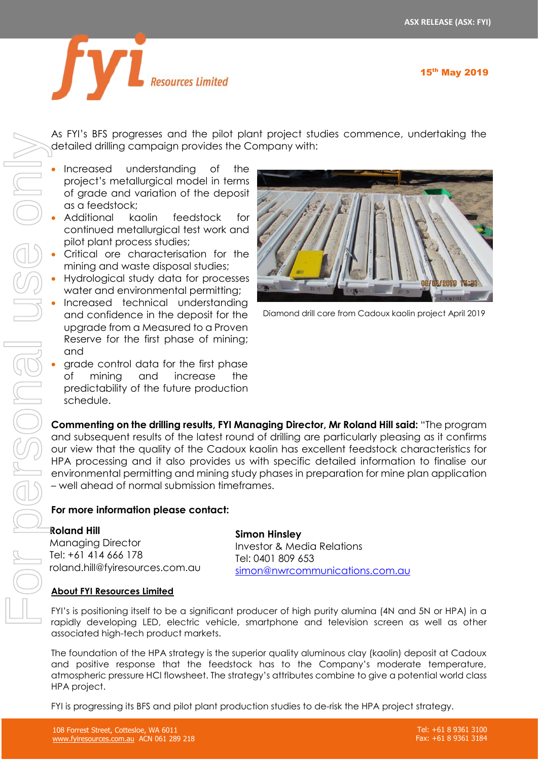As FYI's BFS progresses and the pilot plant project studies commence, undertaking the detailed drilling campaign provides the Company with:

- Increased understanding of the project's metallurgical model in terms of grade and variation of the deposit as a feedstock;
- Additional kaolin feedstock for continued metallurgical test work and pilot plant process studies;
- Critical ore characterisation for the mining and waste disposal studies;
- Hydrological study data for processes water and environmental permitting;
- Increased technical understanding and confidence in the deposit for the upgrade from a Measured to a Proven Reserve for the first phase of mining; and
- grade control data for the first phase of mining and increase the predictability of the future production schedule.

Diamond drill core from Cadoux kaolin project April 2019

**Commenting on the drilling results, FYI Managing Director, Mr Roland Hill said:** "The program and subsequent results of the latest round of drilling are particularly pleasing as it confirms our view that the quality of the Cadoux kaolin has excellent feedstock characteristics for HPA processing and it also provides us with specific detailed information to finalise our environmental permitting and mining study phases in preparation for mine plan application – well ahead of normal submission timeframes.

**For more information please contact:**

**Roland Hill**
Managing Director
Tel: +61 414 666 178
roland.hill@fyiresources.com.au

**Simon Hinsley**
Investor & Media Relations
Tel: 0401 809 653
simon@nwrcommunications.com.au

**About FYI Resources Limited**

FYI's is positioning itself to be a significant producer of high purity alumina (4N and 5N or HPA) in a rapidly developing LED, electric vehicle, smartphone and television screen as well as other associated high-tech product markets.

The foundation of the HPA strategy is the superior quality aluminous clay (kaolin) deposit at Cadoux and positive response that the feedstock has to the Company's moderate temperature, atmospheric pressure HCl flowsheet. The strategy's attributes combine to give a potential world class HPA project.

FYI is progressing its BFS and pilot plant production studies to de-risk the HPA project strategy.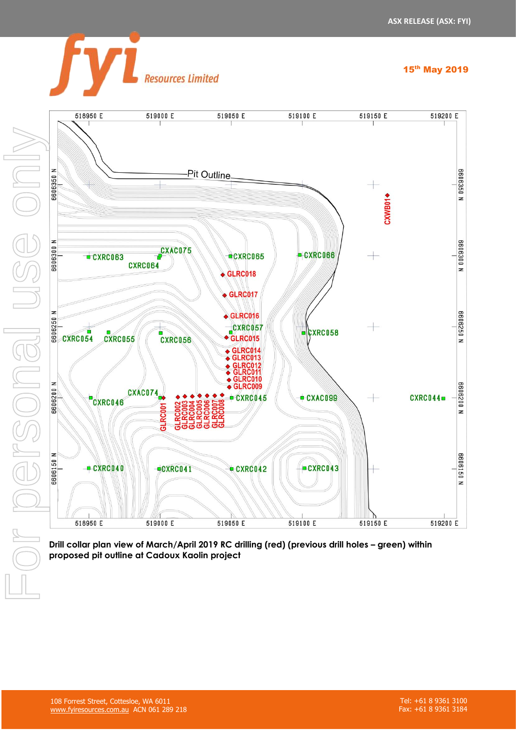Drill collar plan view of March/April 2019 RC drilling (red) (previous drill holes – green) within proposed pit outline at Cadoux Kaolin project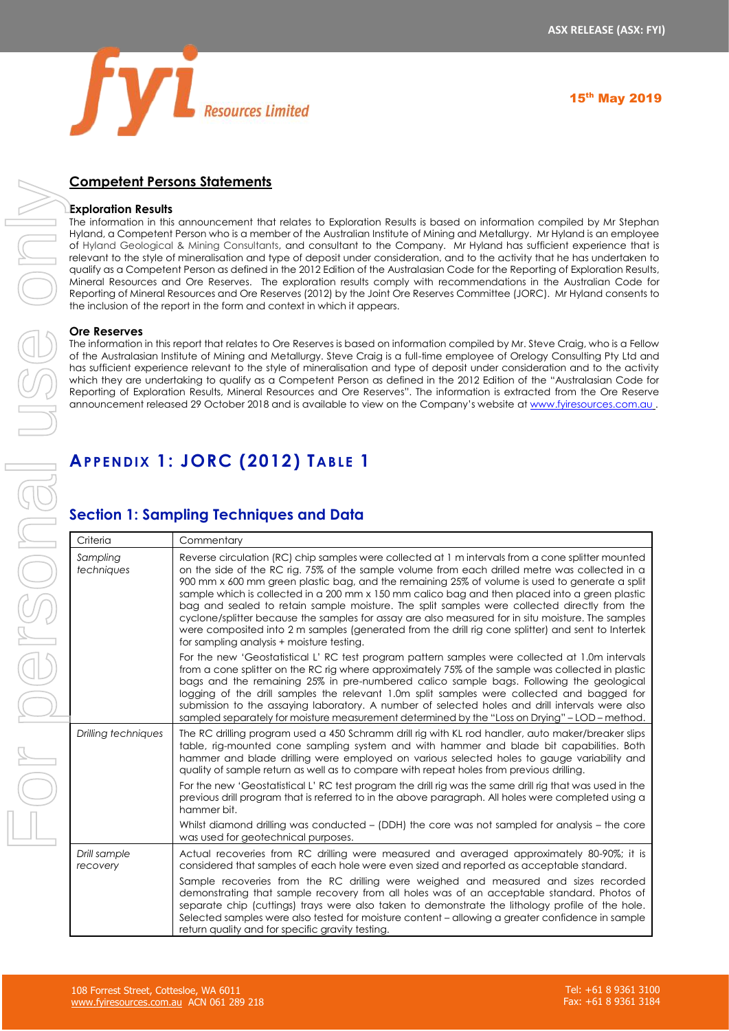## Competent Persons Statements

**Exploration Results**

The information in this announcement that relates to Exploration Results is based on information compiled by Mr Stephan Hyland, a Competent Person who is a member of the Australian Institute of Mining and Metallurgy. Mr Hyland is an employee of Hyland Geological & Mining Consultants, and consultant to the Company. Mr Hyland has sufficient experience that is relevant to the style of mineralisation and type of deposit under consideration, and to the activity that he has undertaken to qualify as a Competent Person as defined in the 2012 Edition of the Australasian Code for the Reporting of Exploration Results, Mineral Resources and Ore Reserves. The exploration results comply with recommendations in the Australian Code for Reporting of Mineral Resources and Ore Reserves (2012) by the Joint Ore Reserves Committee (JORC). Mr Hyland consents to the inclusion of the report in the form and context in which it appears.

**Ore Reserves**

The information in this report that relates to Ore Reserves is based on information compiled by Mr. Steve Craig, who is a Fellow of the Australasian Institute of Mining and Metallurgy. Steve Craig is a full-time employee of Orelogy Consulting Pty Ltd and has sufficient experience relevant to the style of mineralisation and type of deposit under consideration and to the activity which they are undertaking to qualify as a Competent Person as defined in the 2012 Edition of the "Australasian Code for Reporting of Exploration Results, Mineral Resources and Ore Reserves". The information is extracted from the Ore Reserve announcement released 29 October 2018 and is available to view on the Company's website at www.fyiresources.com.au .

# APPENDIX 1: JORC (2012) TABLE 1

## Section 1: Sampling Techniques and Data

| Criteria | Commentary |
|---|---|
| *Sampling techniques* | Reverse circulation (RC) chip samples were collected at 1 m intervals from a cone splitter mounted on the side of the RC rig. 75% of the sample volume from each drilled metre was collected in a 900 mm x 600 mm green plastic bag, and the remaining 25% of volume is used to generate a split sample which is collected in a 200 mm x 150 mm calico bag and then placed into a green plastic bag and sealed to retain sample moisture. The split samples were collected directly from the cyclone/splitter because the samples for assay are also measured for in situ moisture. The samples were composited into 2 m samples (generated from the drill rig cone splitter) and sent to Intertek for sampling analysis + moisture testing.<br><br>For the new 'Geostatistical L' RC test program pattern samples were collected at 1.0m intervals from a cone splitter on the RC rig where approximately 75% of the sample was collected in plastic bags and the remaining 25% in pre-numbered calico sample bags. Following the geological logging of the drill samples the relevant 1.0m split samples were collected and bagged for submission to the assaying laboratory. A number of selected holes and drill intervals were also sampled separately for moisture measurement determined by the "Loss on Drying" – LOD – method. |
| *Drilling techniques* | The RC drilling program used a 450 Schramm drill rig with KL rod handler, auto maker/breaker slips table, rig-mounted cone sampling system and with hammer and blade bit capabilities. Both hammer and blade drilling were employed on various selected holes to gauge variability and quality of sample return as well as to compare with repeat holes from previous drilling.<br><br>For the new 'Geostatistical L' RC test program the drill rig was the same drill rig that was used in the previous drill program that is referred to in the above paragraph. All holes were completed using a hammer bit.<br><br>Whilst diamond drilling was conducted – (DDH) the core was not sampled for analysis – the core was used for geotechnical purposes. |
| *Drill sample recovery* | Actual recoveries from RC drilling were measured and averaged approximately 80-90%; it is considered that samples of each hole were even sized and reported as acceptable standard.<br><br>Sample recoveries from the RC drilling were weighed and measured and sizes recorded demonstrating that sample recovery from all holes was of an acceptable standard. Photos of separate chip (cuttings) trays were also taken to demonstrate the lithology profile of the hole. Selected samples were also tested for moisture content – allowing a greater confidence in sample return quality and for specific gravity testing. |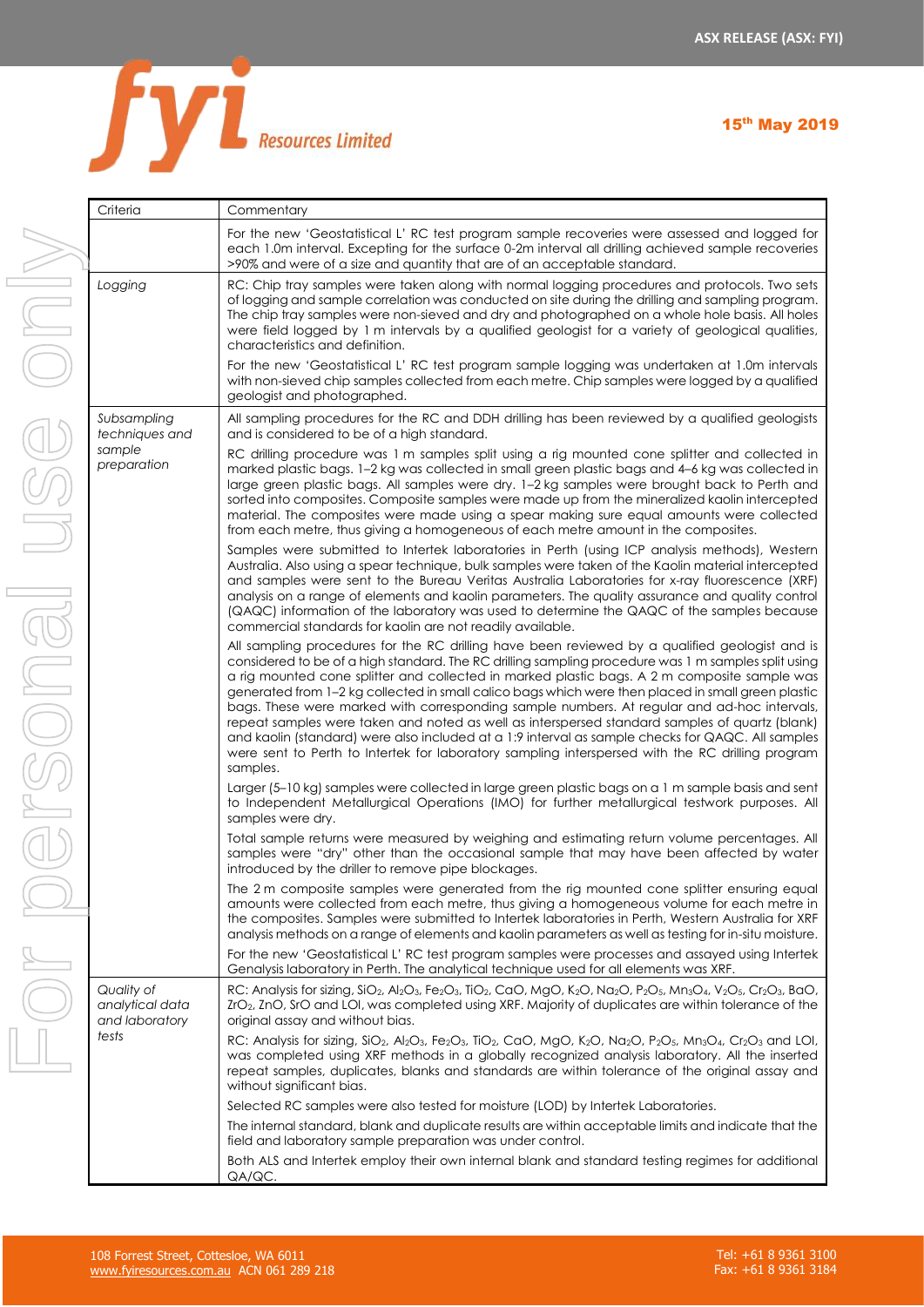| Criteria | Commentary |
|---|---|
| | For the new 'Geostatistical L' RC test program sample recoveries were assessed and logged for each 1.0m interval. Excepting for the surface 0-2m interval all drilling achieved sample recoveries >90% and were of a size and quantity that are of an acceptable standard. |
| *Logging* | RC: Chip tray samples were taken along with normal logging procedures and protocols. Two sets of logging and sample correlation was conducted on site during the drilling and sampling program. The chip tray samples were non-sieved and dry and photographed on a whole hole basis. All holes were field logged by 1 m intervals by a qualified geologist for a variety of geological qualities, characteristics and definition.<br><br>For the new 'Geostatistical L' RC test program sample logging was undertaken at 1.0m intervals with non-sieved chip samples collected from each metre. Chip samples were logged by a qualified geologist and photographed. |
| *Subsampling techniques and sample preparation* | All sampling procedures for the RC and DDH drilling has been reviewed by a qualified geologists and is considered to be of a high standard.<br><br>RC drilling procedure was 1 m samples split using a rig mounted cone splitter and collected in marked plastic bags. 1–2 kg was collected in small green plastic bags and 4–6 kg was collected in large green plastic bags. All samples were dry. 1–2 kg samples were brought back to Perth and sorted into composites. Composite samples were made up from the mineralized kaolin intercepted material. The composites were made using a spear making sure equal amounts were collected from each metre, thus giving a homogeneous of each metre amount in the composites.<br><br>Samples were submitted to Intertek laboratories in Perth (using ICP analysis methods), Western Australia. Also using a spear technique, bulk samples were taken of the Kaolin material intercepted and samples were sent to the Bureau Veritas Australia Laboratories for x-ray fluorescence (XRF) analysis on a range of elements and kaolin parameters. The quality assurance and quality control (QAQC) information of the laboratory was used to determine the QAQC of the samples because commercial standards for kaolin are not readily available.<br><br>All sampling procedures for the RC drilling have been reviewed by a qualified geologist and is considered to be of a high standard. The RC drilling sampling procedure was 1 m samples split using a rig mounted cone splitter and collected in marked plastic bags. A 2 m composite sample was generated from 1–2 kg collected in small calico bags which were then placed in small green plastic bags. These were marked with corresponding sample numbers. At regular and ad-hoc intervals, repeat samples were taken and noted as well as interspersed standard samples of quartz (blank) and kaolin (standard) were also included at a 1:9 interval as sample checks for QAQC. All samples were sent to Perth to Intertek for laboratory sampling interspersed with the RC drilling program samples.<br><br>Larger (5–10 kg) samples were collected in large green plastic bags on a 1 m sample basis and sent to Independent Metallurgical Operations (IMO) for further metallurgical testwork purposes. All samples were dry.<br><br>Total sample returns were measured by weighing and estimating return volume percentages. All samples were "dry" other than the occasional sample that may have been affected by water introduced by the driller to remove pipe blockages.<br><br>The 2 m composite samples were generated from the rig mounted cone splitter ensuring equal amounts were collected from each metre, thus giving a homogeneous volume for each metre in the composites. Samples were submitted to Intertek laboratories in Perth, Western Australia for XRF analysis methods on a range of elements and kaolin parameters as well as testing for in-situ moisture.<br><br>For the new 'Geostatistical L' RC test program samples were processes and assayed using Intertek Genalysis laboratory in Perth. The analytical technique used for all elements was XRF. |
| *Quality of analytical data and laboratory tests* | RC: Analysis for sizing, $SiO_2$, $Al_2O_3$, $Fe_2O_3$, $TiO_2$, CaO, MgO, $K_2O$, $Na_2O$, $P_2O_5$, $Mn_3O_4$, $V_2O_5$, $Cr_2O_3$, BaO, $ZrO_2$, ZnO, SrO and LOI, was completed using XRF. Majority of duplicates are within tolerance of the original assay and without bias.<br><br>RC: Analysis for sizing, $SiO_2$, $Al_2O_3$, $Fe_2O_3$, $TiO_2$, CaO, MgO, $K_2O$, $Na_2O$, $P_2O_5$, $Mn_3O_4$, $Cr_2O_3$ and LOI, was completed using XRF methods in a globally recognized analysis laboratory. All the inserted repeat samples, duplicates, blanks and standards are within tolerance of the original assay and without significant bias.<br><br>Selected RC samples were also tested for moisture (LOD) by Intertek Laboratories.<br><br>The internal standard, blank and duplicate results are within acceptable limits and indicate that the field and laboratory sample preparation was under control.<br><br>Both ALS and Intertek employ their own internal blank and standard testing regimes for additional QA/QC. |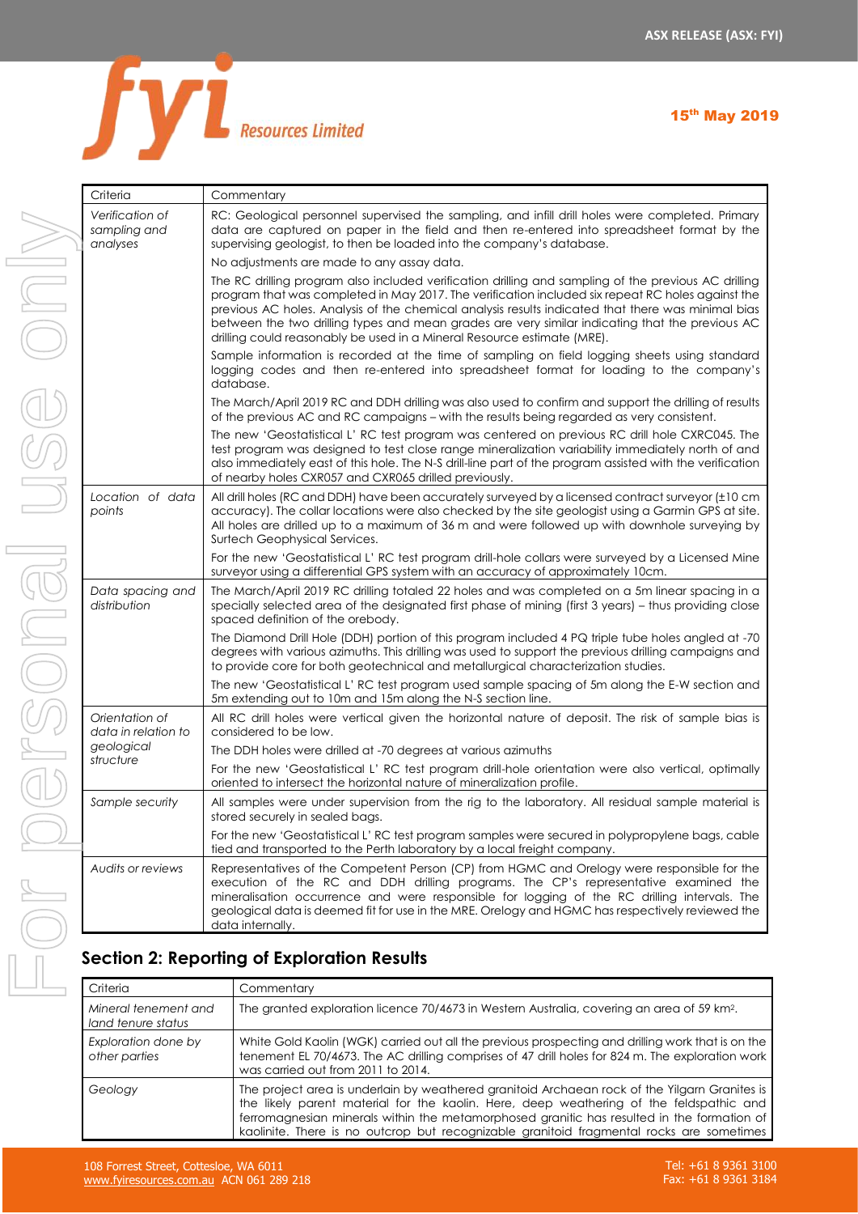| Criteria | Commentary |
|---|---|
| *Verification of sampling and analyses* | RC: Geological personnel supervised the sampling, and infill drill holes were completed. Primary data are captured on paper in the field and then re-entered into spreadsheet format by the supervising geologist, to then be loaded into the company's database.<br><br>No adjustments are made to any assay data.<br><br>The RC drilling program also included verification drilling and sampling of the previous AC drilling program that was completed in May 2017. The verification included six repeat RC holes against the previous AC holes. Analysis of the chemical analysis results indicated that there was minimal bias between the two drilling types and mean grades are very similar indicating that the previous AC drilling could reasonably be used in a Mineral Resource estimate (MRE).<br><br>Sample information is recorded at the time of sampling on field logging sheets using standard logging codes and then re-entered into spreadsheet format for loading to the company's database.<br><br>The March/April 2019 RC and DDH drilling was also used to confirm and support the drilling of results of the previous AC and RC campaigns – with the results being regarded as very consistent.<br><br>The new 'Geostatistical L' RC test program was centered on previous RC drill hole CXRC045. The test program was designed to test close range mineralization variability immediately north of and also immediately east of this hole. The N-S drill-line part of the program assisted with the verification of nearby holes CXR057 and CXR065 drilled previously. |
| *Location of data points* | All drill holes (RC and DDH) have been accurately surveyed by a licensed contract surveyor (±10 cm accuracy). The collar locations were also checked by the site geologist using a Garmin GPS at site. All holes are drilled up to a maximum of 36 m and were followed up with downhole surveying by Surtech Geophysical Services.<br><br>For the new 'Geostatistical L' RC test program drill-hole collars were surveyed by a Licensed Mine surveyor using a differential GPS system with an accuracy of approximately 10cm. |
| *Data spacing and distribution* | The March/April 2019 RC drilling totaled 22 holes and was completed on a 5m linear spacing in a specially selected area of the designated first phase of mining (first 3 years) – thus providing close spaced definition of the orebody.<br><br>The Diamond Drill Hole (DDH) portion of this program included 4 PQ triple tube holes angled at -70 degrees with various azimuths. This drilling was used to support the previous drilling campaigns and to provide core for both geotechnical and metallurgical characterization studies.<br><br>The new 'Geostatistical L' RC test program used sample spacing of 5m along the E-W section and 5m extending out to 10m and 15m along the N-S section line. |
| *Orientation of data in relation to geological structure* | All RC drill holes were vertical given the horizontal nature of deposit. The risk of sample bias is considered to be low.<br><br>The DDH holes were drilled at -70 degrees at various azimuths<br><br>For the new 'Geostatistical L' RC test program drill-hole orientation were also vertical, optimally oriented to intersect the horizontal nature of mineralization profile. |
| *Sample security* | All samples were under supervision from the rig to the laboratory. All residual sample material is stored securely in sealed bags.<br><br>For the new 'Geostatistical L' RC test program samples were secured in polypropylene bags, cable tied and transported to the Perth laboratory by a local freight company. |
| *Audits or reviews* | Representatives of the Competent Person (CP) from HGMC and Orelogy were responsible for the execution of the RC and DDH drilling programs. The CP's representative examined the mineralisation occurrence and were responsible for logging of the RC drilling intervals. The geological data is deemed fit for use in the MRE. Orelogy and HGMC has respectively reviewed the data internally. |

## Section 2: Reporting of Exploration Results

| Criteria | Commentary |
|---|---|
| *Mineral tenement and land tenure status* | The granted exploration licence 70/4673 in Western Australia, covering an area of 59 km$^2$. |
| *Exploration done by other parties* | White Gold Kaolin (WGK) carried out all the previous prospecting and drilling work that is on the tenement EL 70/4673. The AC drilling comprises of 47 drill holes for 824 m. The exploration work was carried out from 2011 to 2014. |
| *Geology* | The project area is underlain by weathered granitoid Archaean rock of the Yilgarn Granites is the likely parent material for the kaolin. Here, deep weathering of the feldspathic and ferromagnesian minerals within the metamorphosed granitic has resulted in the formation of kaolinite. There is no outcrop but recognizable granitoid fragmental rocks are sometimes |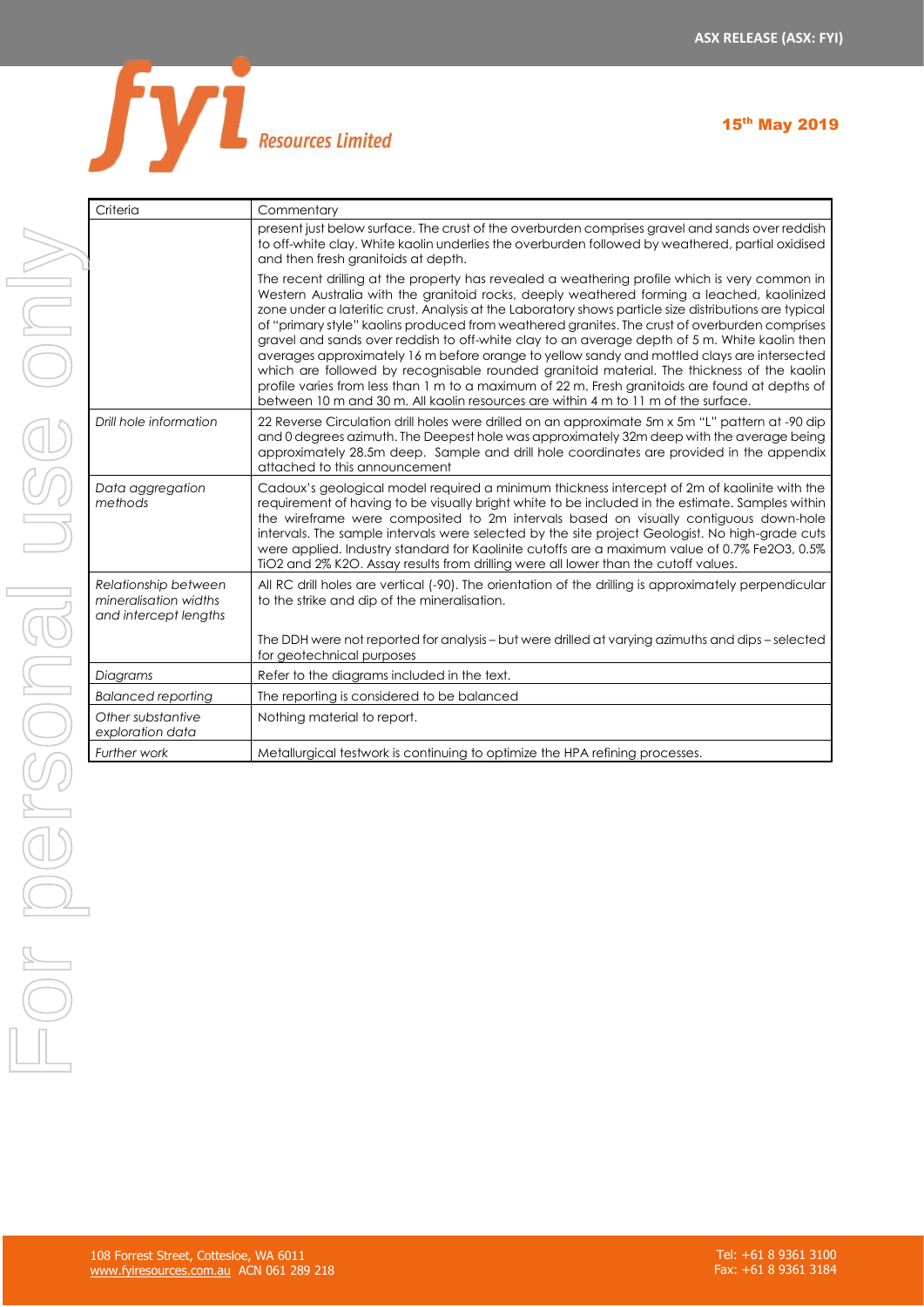| Criteria | Commentary |
|---|---|
| | present just below surface. The crust of the overburden comprises gravel and sands over reddish to off-white clay. White kaolin underlies the overburden followed by weathered, partial oxidised and then fresh granitoids at depth.<br><br>The recent drilling at the property has revealed a weathering profile which is very common in Western Australia with the granitoid rocks, deeply weathered forming a leached, kaolinized zone under a lateritic crust. Analysis at the Laboratory shows particle size distributions are typical of "primary style" kaolins produced from weathered granites. The crust of overburden comprises gravel and sands over reddish to off-white clay to an average depth of 5 m. White kaolin then averages approximately 16 m before orange to yellow sandy and mottled clays are intersected which are followed by recognisable rounded granitoid material. The thickness of the kaolin profile varies from less than 1 m to a maximum of 22 m. Fresh granitoids are found at depths of between 10 m and 30 m. All kaolin resources are within 4 m to 11 m of the surface. |
| *Drill hole information* | 22 Reverse Circulation drill holes were drilled on an approximate 5m x 5m "L" pattern at -90 dip and 0 degrees azimuth. The Deepest hole was approximately 32m deep with the average being approximately 28.5m deep. Sample and drill hole coordinates are provided in the appendix attached to this announcement |
| *Data aggregation methods* | Cadoux's geological model required a minimum thickness intercept of 2m of kaolinite with the requirement of having to be visually bright white to be included in the estimate. Samples within the wireframe were composited to 2m intervals based on visually contiguous down-hole intervals. The sample intervals were selected by the site project Geologist. No high-grade cuts were applied. Industry standard for Kaolinite cutoffs are a maximum value of 0.7% $Fe_2O_3$, 0.5% $TiO_2$ and 2% $K_2O$. Assay results from drilling were all lower than the cutoff values. |
| *Relationship between mineralisation widths and intercept lengths* | All RC drill holes are vertical (-90). The orientation of the drilling is approximately perpendicular to the strike and dip of the mineralisation.<br><br>The DDH were not reported for analysis – but were drilled at varying azimuths and dips – selected for geotechnical purposes |
| *Diagrams* | Refer to the diagrams included in the text. |
| *Balanced reporting* | The reporting is considered to be balanced |
| *Other substantive exploration data* | Nothing material to report. |
| *Further work* | Metallurgical testwork is continuing to optimize the HPA refining processes. |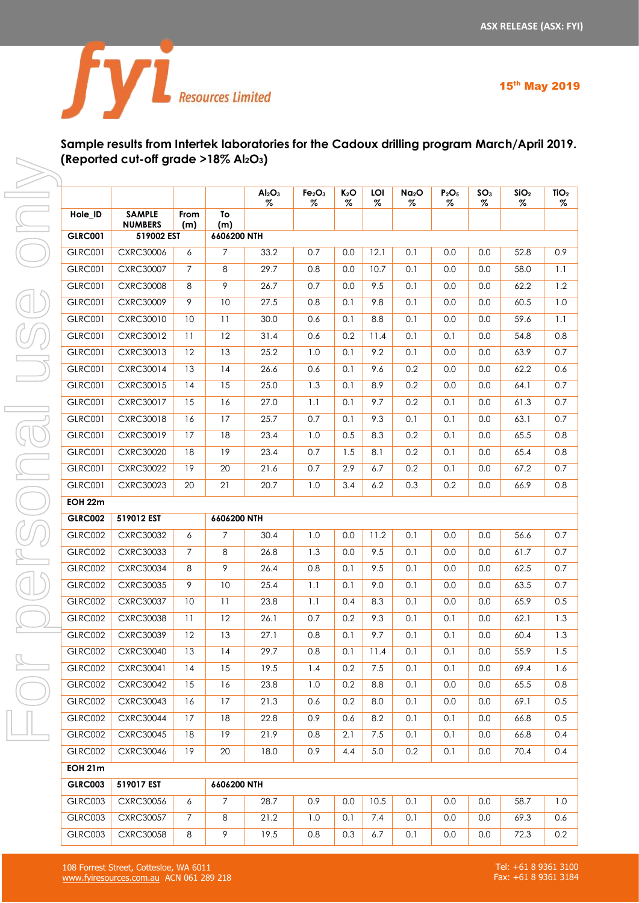**Sample results from Intertek laboratories for the Cadoux drilling program March/April 2019. (Reported cut-off grade >18% $Al_2O_3$)**

| Hole_ID | SAMPLE NUMBERS | From (m) | To (m) | $Al_2O_3$ % | $Fe_2O_3$ % | $K_2O$ % | LOI % | $Na_2O$ % | $P_2O_5$ % | $SO_3$ % | $SiO_2$ % | $TiO_2$ % |
|---|---|---|---|---|---|---|---|---|---|---|---|---|
| **GLRC001** | **519002 EST** | | **6606200 NTH** | | | | | | | | | |
| GLRC001 | CXRC30006 | 6 | 7 | 33.2 | 0.7 | 0.0 | 12.1 | 0.1 | 0.0 | 0.0 | 52.8 | 0.9 |
| GLRC001 | CXRC30007 | 7 | 8 | 29.7 | 0.8 | 0.0 | 10.7 | 0.1 | 0.0 | 0.0 | 58.0 | 1.1 |
| GLRC001 | CXRC30008 | 8 | 9 | 26.7 | 0.7 | 0.0 | 9.5 | 0.1 | 0.0 | 0.0 | 62.2 | 1.2 |
| GLRC001 | CXRC30009 | 9 | 10 | 27.5 | 0.8 | 0.1 | 9.8 | 0.1 | 0.0 | 0.0 | 60.5 | 1.0 |
| GLRC001 | CXRC30010 | 10 | 11 | 30.0 | 0.6 | 0.1 | 8.8 | 0.1 | 0.0 | 0.0 | 59.6 | 1.1 |
| GLRC001 | CXRC30012 | 11 | 12 | 31.4 | 0.6 | 0.2 | 11.4 | 0.1 | 0.1 | 0.0 | 54.8 | 0.8 |
| GLRC001 | CXRC30013 | 12 | 13 | 25.2 | 1.0 | 0.1 | 9.2 | 0.1 | 0.0 | 0.0 | 63.9 | 0.7 |
| GLRC001 | CXRC30014 | 13 | 14 | 26.6 | 0.6 | 0.1 | 9.6 | 0.2 | 0.0 | 0.0 | 62.2 | 0.6 |
| GLRC001 | CXRC30015 | 14 | 15 | 25.0 | 1.3 | 0.1 | 8.9 | 0.2 | 0.0 | 0.0 | 64.1 | 0.7 |
| GLRC001 | CXRC30017 | 15 | 16 | 27.0 | 1.1 | 0.1 | 9.7 | 0.2 | 0.1 | 0.0 | 61.3 | 0.7 |
| GLRC001 | CXRC30018 | 16 | 17 | 25.7 | 0.7 | 0.1 | 9.3 | 0.1 | 0.1 | 0.0 | 63.1 | 0.7 |
| GLRC001 | CXRC30019 | 17 | 18 | 23.4 | 1.0 | 0.5 | 8.3 | 0.2 | 0.1 | 0.0 | 65.5 | 0.8 |
| GLRC001 | CXRC30020 | 18 | 19 | 23.4 | 0.7 | 1.5 | 8.1 | 0.2 | 0.1 | 0.0 | 65.4 | 0.8 |
| GLRC001 | CXRC30022 | 19 | 20 | 21.6 | 0.7 | 2.9 | 6.7 | 0.2 | 0.1 | 0.0 | 67.2 | 0.7 |
| GLRC001 | CXRC30023 | 20 | 21 | 20.7 | 1.0 | 3.4 | 6.2 | 0.3 | 0.2 | 0.0 | 66.9 | 0.8 |
| **EOH 22m** | | | | | | | | | | | | |
| **GLRC002** | **519012 EST** | | **6606200 NTH** | | | | | | | | | |
| GLRC002 | CXRC30032 | 6 | 7 | 30.4 | 1.0 | 0.0 | 11.2 | 0.1 | 0.0 | 0.0 | 56.6 | 0.7 |
| GLRC002 | CXRC30033 | 7 | 8 | 26.8 | 1.3 | 0.0 | 9.5 | 0.1 | 0.0 | 0.0 | 61.7 | 0.7 |
| GLRC002 | CXRC30034 | 8 | 9 | 26.4 | 0.8 | 0.1 | 9.5 | 0.1 | 0.0 | 0.0 | 62.5 | 0.7 |
| GLRC002 | CXRC30035 | 9 | 10 | 25.4 | 1.1 | 0.1 | 9.0 | 0.1 | 0.0 | 0.0 | 63.5 | 0.7 |
| GLRC002 | CXRC30037 | 10 | 11 | 23.8 | 1.1 | 0.4 | 8.3 | 0.1 | 0.0 | 0.0 | 65.9 | 0.5 |
| GLRC002 | CXRC30038 | 11 | 12 | 26.1 | 0.7 | 0.2 | 9.3 | 0.1 | 0.1 | 0.0 | 62.1 | 1.3 |
| GLRC002 | CXRC30039 | 12 | 13 | 27.1 | 0.8 | 0.1 | 9.7 | 0.1 | 0.1 | 0.0 | 60.4 | 1.3 |
| GLRC002 | CXRC30040 | 13 | 14 | 29.7 | 0.8 | 0.1 | 11.4 | 0.1 | 0.1 | 0.0 | 55.9 | 1.5 |
| GLRC002 | CXRC30041 | 14 | 15 | 19.5 | 1.4 | 0.2 | 7.5 | 0.1 | 0.1 | 0.0 | 69.4 | 1.6 |
| GLRC002 | CXRC30042 | 15 | 16 | 23.8 | 1.0 | 0.2 | 8.8 | 0.1 | 0.0 | 0.0 | 65.5 | 0.8 |
| GLRC002 | CXRC30043 | 16 | 17 | 21.3 | 0.6 | 0.2 | 8.0 | 0.1 | 0.0 | 0.0 | 69.1 | 0.5 |
| GLRC002 | CXRC30044 | 17 | 18 | 22.8 | 0.9 | 0.6 | 8.2 | 0.1 | 0.1 | 0.0 | 66.8 | 0.5 |
| GLRC002 | CXRC30045 | 18 | 19 | 21.9 | 0.8 | 2.1 | 7.5 | 0.1 | 0.1 | 0.0 | 66.8 | 0.4 |
| GLRC002 | CXRC30046 | 19 | 20 | 18.0 | 0.9 | 4.4 | 5.0 | 0.2 | 0.1 | 0.0 | 70.4 | 0.4 |
| **EOH 21m** | | | | | | | | | | | | |
| **GLRC003** | **519017 EST** | | **6606200 NTH** | | | | | | | | | |
| GLRC003 | CXRC30056 | 6 | 7 | 28.7 | 0.9 | 0.0 | 10.5 | 0.1 | 0.0 | 0.0 | 58.7 | 1.0 |
| GLRC003 | CXRC30057 | 7 | 8 | 21.2 | 1.0 | 0.1 | 7.4 | 0.1 | 0.0 | 0.0 | 69.3 | 0.6 |
| GLRC003 | CXRC30058 | 8 | 9 | 19.5 | 0.8 | 0.3 | 6.7 | 0.1 | 0.0 | 0.0 | 72.3 | 0.2 |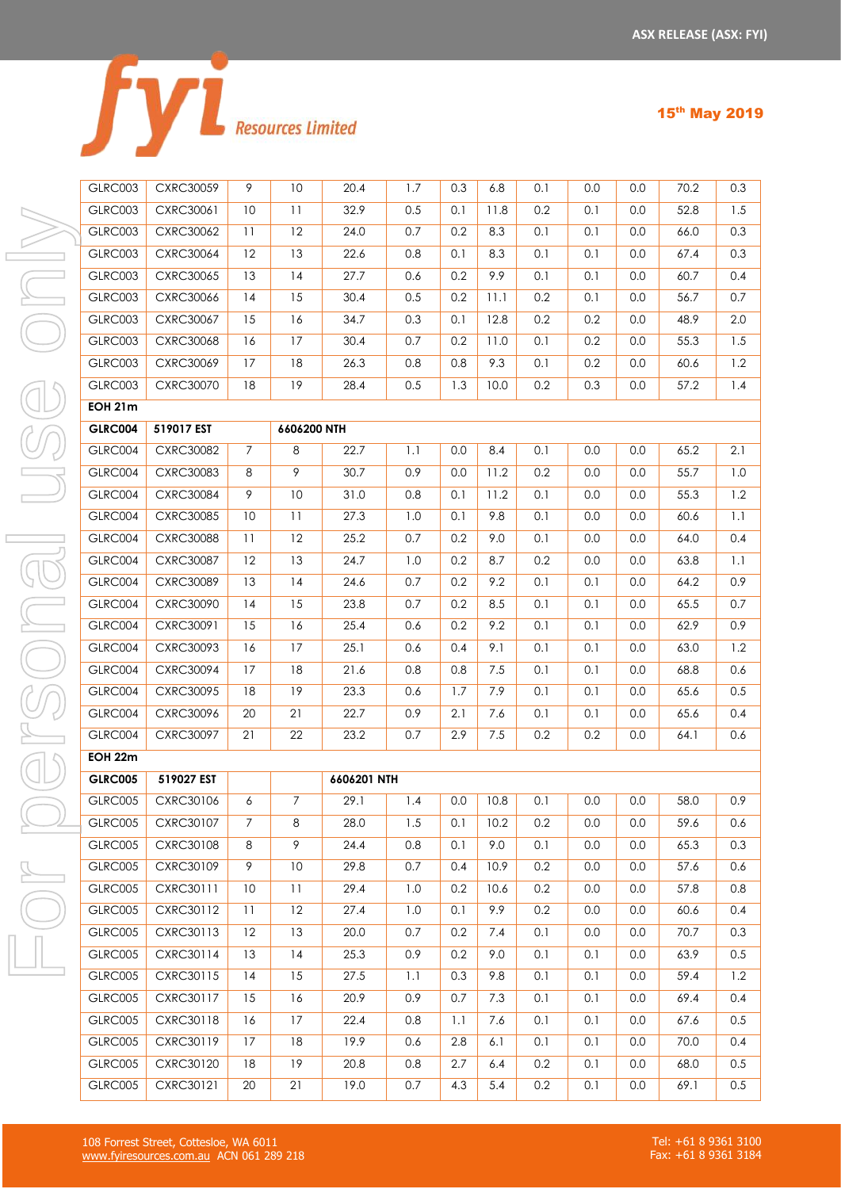| GLRC003 | CXRC30059 | 9 | 10 | 20.4 | 1.7 | 0.3 | 6.8 | 0.1 | 0.0 | 0.0 | 70.2 | 0.3 |
|---|---|---|---|---|---|---|---|---|---|---|---|---|
| GLRC003 | CXRC30061 | 10 | 11 | 32.9 | 0.5 | 0.1 | 11.8 | 0.2 | 0.1 | 0.0 | 52.8 | 1.5 |
| GLRC003 | CXRC30062 | 11 | 12 | 24.0 | 0.7 | 0.2 | 8.3 | 0.1 | 0.1 | 0.0 | 66.0 | 0.3 |
| GLRC003 | CXRC30064 | 12 | 13 | 22.6 | 0.8 | 0.1 | 8.3 | 0.1 | 0.1 | 0.0 | 67.4 | 0.3 |
| GLRC003 | CXRC30065 | 13 | 14 | 27.7 | 0.6 | 0.2 | 9.9 | 0.1 | 0.1 | 0.0 | 60.7 | 0.4 |
| GLRC003 | CXRC30066 | 14 | 15 | 30.4 | 0.5 | 0.2 | 11.1 | 0.2 | 0.1 | 0.0 | 56.7 | 0.7 |
| GLRC003 | CXRC30067 | 15 | 16 | 34.7 | 0.3 | 0.1 | 12.8 | 0.2 | 0.2 | 0.0 | 48.9 | 2.0 |
| GLRC003 | CXRC30068 | 16 | 17 | 30.4 | 0.7 | 0.2 | 11.0 | 0.1 | 0.2 | 0.0 | 55.3 | 1.5 |
| GLRC003 | CXRC30069 | 17 | 18 | 26.3 | 0.8 | 0.8 | 9.3 | 0.1 | 0.2 | 0.0 | 60.6 | 1.2 |
| GLRC003 | CXRC30070 | 18 | 19 | 28.4 | 0.5 | 1.3 | 10.0 | 0.2 | 0.3 | 0.0 | 57.2 | 1.4 |
| **EOH 21m** | | | | | | | | | | | | |
| **GLRC004** | **519017 EST** | | **6606200 NTH** | | | | | | | | | |
| GLRC004 | CXRC30082 | 7 | 8 | 22.7 | 1.1 | 0.0 | 8.4 | 0.1 | 0.0 | 0.0 | 65.2 | 2.1 |
| GLRC004 | CXRC30083 | 8 | 9 | 30.7 | 0.9 | 0.0 | 11.2 | 0.2 | 0.0 | 0.0 | 55.7 | 1.0 |
| GLRC004 | CXRC30084 | 9 | 10 | 31.0 | 0.8 | 0.1 | 11.2 | 0.1 | 0.0 | 0.0 | 55.3 | 1.2 |
| GLRC004 | CXRC30085 | 10 | 11 | 27.3 | 1.0 | 0.1 | 9.8 | 0.1 | 0.0 | 0.0 | 60.6 | 1.1 |
| GLRC004 | CXRC30088 | 11 | 12 | 25.2 | 0.7 | 0.2 | 9.0 | 0.1 | 0.0 | 0.0 | 64.0 | 0.4 |
| GLRC004 | CXRC30087 | 12 | 13 | 24.7 | 1.0 | 0.2 | 8.7 | 0.2 | 0.0 | 0.0 | 63.8 | 1.1 |
| GLRC004 | CXRC30089 | 13 | 14 | 24.6 | 0.7 | 0.2 | 9.2 | 0.1 | 0.1 | 0.0 | 64.2 | 0.9 |
| GLRC004 | CXRC30090 | 14 | 15 | 23.8 | 0.7 | 0.2 | 8.5 | 0.1 | 0.1 | 0.0 | 65.5 | 0.7 |
| GLRC004 | CXRC30091 | 15 | 16 | 25.4 | 0.6 | 0.2 | 9.2 | 0.1 | 0.1 | 0.0 | 62.9 | 0.9 |
| GLRC004 | CXRC30093 | 16 | 17 | 25.1 | 0.6 | 0.4 | 9.1 | 0.1 | 0.1 | 0.0 | 63.0 | 1.2 |
| GLRC004 | CXRC30094 | 17 | 18 | 21.6 | 0.8 | 0.8 | 7.5 | 0.1 | 0.1 | 0.0 | 68.8 | 0.6 |
| GLRC004 | CXRC30095 | 18 | 19 | 23.3 | 0.6 | 1.7 | 7.9 | 0.1 | 0.1 | 0.0 | 65.6 | 0.5 |
| GLRC004 | CXRC30096 | 20 | 21 | 22.7 | 0.9 | 2.1 | 7.6 | 0.1 | 0.1 | 0.0 | 65.6 | 0.4 |
| GLRC004 | CXRC30097 | 21 | 22 | 23.2 | 0.7 | 2.9 | 7.5 | 0.2 | 0.2 | 0.0 | 64.1 | 0.6 |
| **EOH 22m** | | | | | | | | | | | | |
| **GLRC005** | **519027 EST** | | | **6606201 NTH** | | | | | | | | |
| GLRC005 | CXRC30106 | 6 | 7 | 29.1 | 1.4 | 0.0 | 10.8 | 0.1 | 0.0 | 0.0 | 58.0 | 0.9 |
| GLRC005 | CXRC30107 | 7 | 8 | 28.0 | 1.5 | 0.1 | 10.2 | 0.2 | 0.0 | 0.0 | 59.6 | 0.6 |
| GLRC005 | CXRC30108 | 8 | 9 | 24.4 | 0.8 | 0.1 | 9.0 | 0.1 | 0.0 | 0.0 | 65.3 | 0.3 |
| GLRC005 | CXRC30109 | 9 | 10 | 29.8 | 0.7 | 0.4 | 10.9 | 0.2 | 0.0 | 0.0 | 57.6 | 0.6 |
| GLRC005 | CXRC30111 | 10 | 11 | 29.4 | 1.0 | 0.2 | 10.6 | 0.2 | 0.0 | 0.0 | 57.8 | 0.8 |
| GLRC005 | CXRC30112 | 11 | 12 | 27.4 | 1.0 | 0.1 | 9.9 | 0.2 | 0.0 | 0.0 | 60.6 | 0.4 |
| GLRC005 | CXRC30113 | 12 | 13 | 20.0 | 0.7 | 0.2 | 7.4 | 0.1 | 0.0 | 0.0 | 70.7 | 0.3 |
| GLRC005 | CXRC30114 | 13 | 14 | 25.3 | 0.9 | 0.2 | 9.0 | 0.1 | 0.1 | 0.0 | 63.9 | 0.5 |
| GLRC005 | CXRC30115 | 14 | 15 | 27.5 | 1.1 | 0.3 | 9.8 | 0.1 | 0.1 | 0.0 | 59.4 | 1.2 |
| GLRC005 | CXRC30117 | 15 | 16 | 20.9 | 0.9 | 0.7 | 7.3 | 0.1 | 0.1 | 0.0 | 69.4 | 0.4 |
| GLRC005 | CXRC30118 | 16 | 17 | 22.4 | 0.8 | 1.1 | 7.6 | 0.1 | 0.1 | 0.0 | 67.6 | 0.5 |
| GLRC005 | CXRC30119 | 17 | 18 | 19.9 | 0.6 | 2.8 | 6.1 | 0.1 | 0.1 | 0.0 | 70.0 | 0.4 |
| GLRC005 | CXRC30120 | 18 | 19 | 20.8 | 0.8 | 2.7 | 6.4 | 0.2 | 0.1 | 0.0 | 68.0 | 0.5 |
| GLRC005 | CXRC30121 | 20 | 21 | 19.0 | 0.7 | 4.3 | 5.4 | 0.2 | 0.1 | 0.0 | 69.1 | 0.5 |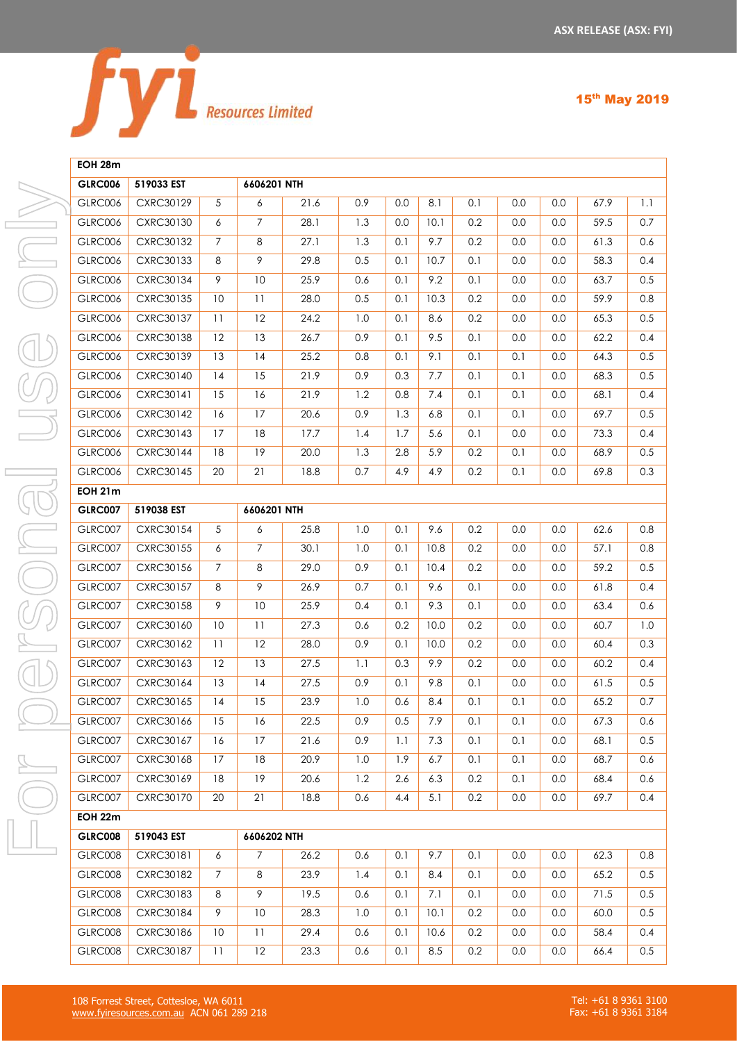| EOH 28m | | | | | | | | | | | | |
|---|---|---|---|---|---|---|---|---|---|---|---|---|
| **GLRC006** | **519033 EST** | | **6606201 NTH** | | | | | | | | | |
| GLRC006 | CXRC30129 | 5 | 6 | 21.6 | 0.9 | 0.0 | 8.1 | 0.1 | 0.0 | 0.0 | 67.9 | 1.1 |
| GLRC006 | CXRC30130 | 6 | 7 | 28.1 | 1.3 | 0.0 | 10.1 | 0.2 | 0.0 | 0.0 | 59.5 | 0.7 |
| GLRC006 | CXRC30132 | 7 | 8 | 27.1 | 1.3 | 0.1 | 9.7 | 0.2 | 0.0 | 0.0 | 61.3 | 0.6 |
| GLRC006 | CXRC30133 | 8 | 9 | 29.8 | 0.5 | 0.1 | 10.7 | 0.1 | 0.0 | 0.0 | 58.3 | 0.4 |
| GLRC006 | CXRC30134 | 9 | 10 | 25.9 | 0.6 | 0.1 | 9.2 | 0.1 | 0.0 | 0.0 | 63.7 | 0.5 |
| GLRC006 | CXRC30135 | 10 | 11 | 28.0 | 0.5 | 0.1 | 10.3 | 0.2 | 0.0 | 0.0 | 59.9 | 0.8 |
| GLRC006 | CXRC30137 | 11 | 12 | 24.2 | 1.0 | 0.1 | 8.6 | 0.2 | 0.0 | 0.0 | 65.3 | 0.5 |
| GLRC006 | CXRC30138 | 12 | 13 | 26.7 | 0.9 | 0.1 | 9.5 | 0.1 | 0.0 | 0.0 | 62.2 | 0.4 |
| GLRC006 | CXRC30139 | 13 | 14 | 25.2 | 0.8 | 0.1 | 9.1 | 0.1 | 0.1 | 0.0 | 64.3 | 0.5 |
| GLRC006 | CXRC30140 | 14 | 15 | 21.9 | 0.9 | 0.3 | 7.7 | 0.1 | 0.1 | 0.0 | 68.3 | 0.5 |
| GLRC006 | CXRC30141 | 15 | 16 | 21.9 | 1.2 | 0.8 | 7.4 | 0.1 | 0.1 | 0.0 | 68.1 | 0.4 |
| GLRC006 | CXRC30142 | 16 | 17 | 20.6 | 0.9 | 1.3 | 6.8 | 0.1 | 0.1 | 0.0 | 69.7 | 0.5 |
| GLRC006 | CXRC30143 | 17 | 18 | 17.7 | 1.4 | 1.7 | 5.6 | 0.1 | 0.0 | 0.0 | 73.3 | 0.4 |
| GLRC006 | CXRC30144 | 18 | 19 | 20.0 | 1.3 | 2.8 | 5.9 | 0.2 | 0.1 | 0.0 | 68.9 | 0.5 |
| GLRC006 | CXRC30145 | 20 | 21 | 18.8 | 0.7 | 4.9 | 4.9 | 0.2 | 0.1 | 0.0 | 69.8 | 0.3 |
| **EOH 21m** | | | | | | | | | | | | |
| **GLRC007** | **519038 EST** | | **6606201 NTH** | | | | | | | | | |
| GLRC007 | CXRC30154 | 5 | 6 | 25.8 | 1.0 | 0.1 | 9.6 | 0.2 | 0.0 | 0.0 | 62.6 | 0.8 |
| GLRC007 | CXRC30155 | 6 | 7 | 30.1 | 1.0 | 0.1 | 10.8 | 0.2 | 0.0 | 0.0 | 57.1 | 0.8 |
| GLRC007 | CXRC30156 | 7 | 8 | 29.0 | 0.9 | 0.1 | 10.4 | 0.2 | 0.0 | 0.0 | 59.2 | 0.5 |
| GLRC007 | CXRC30157 | 8 | 9 | 26.9 | 0.7 | 0.1 | 9.6 | 0.1 | 0.0 | 0.0 | 61.8 | 0.4 |
| GLRC007 | CXRC30158 | 9 | 10 | 25.9 | 0.4 | 0.1 | 9.3 | 0.1 | 0.0 | 0.0 | 63.4 | 0.6 |
| GLRC007 | CXRC30160 | 10 | 11 | 27.3 | 0.6 | 0.2 | 10.0 | 0.2 | 0.0 | 0.0 | 60.7 | 1.0 |
| GLRC007 | CXRC30162 | 11 | 12 | 28.0 | 0.9 | 0.1 | 10.0 | 0.2 | 0.0 | 0.0 | 60.4 | 0.3 |
| GLRC007 | CXRC30163 | 12 | 13 | 27.5 | 1.1 | 0.3 | 9.9 | 0.2 | 0.0 | 0.0 | 60.2 | 0.4 |
| GLRC007 | CXRC30164 | 13 | 14 | 27.5 | 0.9 | 0.1 | 9.8 | 0.1 | 0.0 | 0.0 | 61.5 | 0.5 |
| GLRC007 | CXRC30165 | 14 | 15 | 23.9 | 1.0 | 0.6 | 8.4 | 0.1 | 0.1 | 0.0 | 65.2 | 0.7 |
| GLRC007 | CXRC30166 | 15 | 16 | 22.5 | 0.9 | 0.5 | 7.9 | 0.1 | 0.1 | 0.0 | 67.3 | 0.6 |
| GLRC007 | CXRC30167 | 16 | 17 | 21.6 | 0.9 | 1.1 | 7.3 | 0.1 | 0.1 | 0.0 | 68.1 | 0.5 |
| GLRC007 | CXRC30168 | 17 | 18 | 20.9 | 1.0 | 1.9 | 6.7 | 0.1 | 0.1 | 0.0 | 68.7 | 0.6 |
| GLRC007 | CXRC30169 | 18 | 19 | 20.6 | 1.2 | 2.6 | 6.3 | 0.2 | 0.1 | 0.0 | 68.4 | 0.6 |
| GLRC007 | CXRC30170 | 20 | 21 | 18.8 | 0.6 | 4.4 | 5.1 | 0.2 | 0.0 | 0.0 | 69.7 | 0.4 |
| **EOH 22m** | | | | | | | | | | | | |
| **GLRC008** | **519043 EST** | | **6606202 NTH** | | | | | | | | | |
| GLRC008 | CXRC30181 | 6 | 7 | 26.2 | 0.6 | 0.1 | 9.7 | 0.1 | 0.0 | 0.0 | 62.3 | 0.8 |
| GLRC008 | CXRC30182 | 7 | 8 | 23.9 | 1.4 | 0.1 | 8.4 | 0.1 | 0.0 | 0.0 | 65.2 | 0.5 |
| GLRC008 | CXRC30183 | 8 | 9 | 19.5 | 0.6 | 0.1 | 7.1 | 0.1 | 0.0 | 0.0 | 71.5 | 0.5 |
| GLRC008 | CXRC30184 | 9 | 10 | 28.3 | 1.0 | 0.1 | 10.1 | 0.2 | 0.0 | 0.0 | 60.0 | 0.5 |
| GLRC008 | CXRC30186 | 10 | 11 | 29.4 | 0.6 | 0.1 | 10.6 | 0.2 | 0.0 | 0.0 | 58.4 | 0.4 |
| GLRC008 | CXRC30187 | 11 | 12 | 23.3 | 0.6 | 0.1 | 8.5 | 0.2 | 0.0 | 0.0 | 66.4 | 0.5 |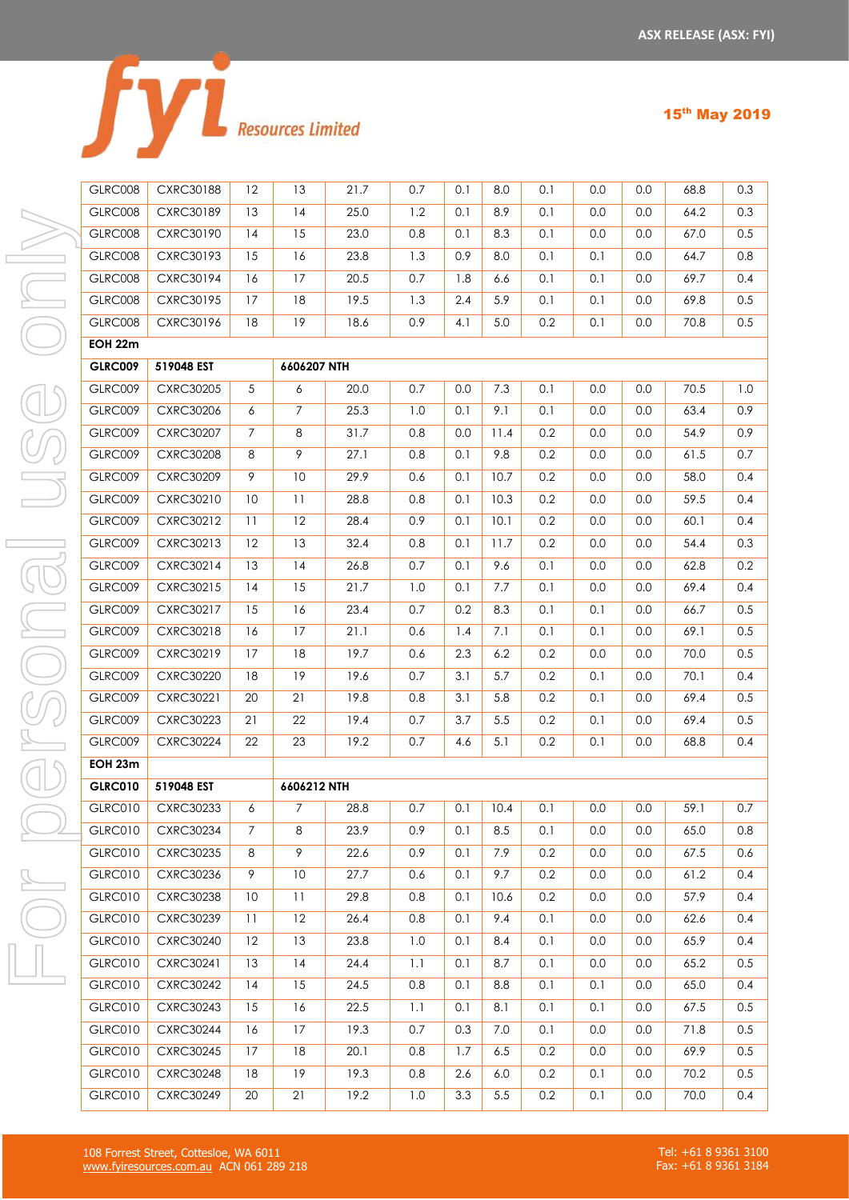| | | | | | | | | | | | | |
|---|---|---|---|---|---|---|---|---|---|---|---|---|
| GLRC008 | CXRC30188 | 12 | 13 | 21.7 | 0.7 | 0.1 | 8.0 | 0.1 | 0.0 | 0.0 | 68.8 | 0.3 |
| GLRC008 | CXRC30189 | 13 | 14 | 25.0 | 1.2 | 0.1 | 8.9 | 0.1 | 0.0 | 0.0 | 64.2 | 0.3 |
| GLRC008 | CXRC30190 | 14 | 15 | 23.0 | 0.8 | 0.1 | 8.3 | 0.1 | 0.0 | 0.0 | 67.0 | 0.5 |
| GLRC008 | CXRC30193 | 15 | 16 | 23.8 | 1.3 | 0.9 | 8.0 | 0.1 | 0.1 | 0.0 | 64.7 | 0.8 |
| GLRC008 | CXRC30194 | 16 | 17 | 20.5 | 0.7 | 1.8 | 6.6 | 0.1 | 0.1 | 0.0 | 69.7 | 0.4 |
| GLRC008 | CXRC30195 | 17 | 18 | 19.5 | 1.3 | 2.4 | 5.9 | 0.1 | 0.1 | 0.0 | 69.8 | 0.5 |
| GLRC008 | CXRC30196 | 18 | 19 | 18.6 | 0.9 | 4.1 | 5.0 | 0.2 | 0.1 | 0.0 | 70.8 | 0.5 |
| **EOH 22m** | | | | | | | | | | | | |
| **GLRC009** | **519048 EST** | | **6606207 NTH** | | | | | | | | | |
| GLRC009 | CXRC30205 | 5 | 6 | 20.0 | 0.7 | 0.0 | 7.3 | 0.1 | 0.0 | 0.0 | 70.5 | 1.0 |
| GLRC009 | CXRC30206 | 6 | 7 | 25.3 | 1.0 | 0.1 | 9.1 | 0.1 | 0.0 | 0.0 | 63.4 | 0.9 |
| GLRC009 | CXRC30207 | 7 | 8 | 31.7 | 0.8 | 0.0 | 11.4 | 0.2 | 0.0 | 0.0 | 54.9 | 0.9 |
| GLRC009 | CXRC30208 | 8 | 9 | 27.1 | 0.8 | 0.1 | 9.8 | 0.2 | 0.0 | 0.0 | 61.5 | 0.7 |
| GLRC009 | CXRC30209 | 9 | 10 | 29.9 | 0.6 | 0.1 | 10.7 | 0.2 | 0.0 | 0.0 | 58.0 | 0.4 |
| GLRC009 | CXRC30210 | 10 | 11 | 28.8 | 0.8 | 0.1 | 10.3 | 0.2 | 0.0 | 0.0 | 59.5 | 0.4 |
| GLRC009 | CXRC30212 | 11 | 12 | 28.4 | 0.9 | 0.1 | 10.1 | 0.2 | 0.0 | 0.0 | 60.1 | 0.4 |
| GLRC009 | CXRC30213 | 12 | 13 | 32.4 | 0.8 | 0.1 | 11.7 | 0.2 | 0.0 | 0.0 | 54.4 | 0.3 |
| GLRC009 | CXRC30214 | 13 | 14 | 26.8 | 0.7 | 0.1 | 9.6 | 0.1 | 0.0 | 0.0 | 62.8 | 0.2 |
| GLRC009 | CXRC30215 | 14 | 15 | 21.7 | 1.0 | 0.1 | 7.7 | 0.1 | 0.0 | 0.0 | 69.4 | 0.4 |
| GLRC009 | CXRC30217 | 15 | 16 | 23.4 | 0.7 | 0.2 | 8.3 | 0.1 | 0.1 | 0.0 | 66.7 | 0.5 |
| GLRC009 | CXRC30218 | 16 | 17 | 21.1 | 0.6 | 1.4 | 7.1 | 0.1 | 0.1 | 0.0 | 69.1 | 0.5 |
| GLRC009 | CXRC30219 | 17 | 18 | 19.7 | 0.6 | 2.3 | 6.2 | 0.2 | 0.0 | 0.0 | 70.0 | 0.5 |
| GLRC009 | CXRC30220 | 18 | 19 | 19.6 | 0.7 | 3.1 | 5.7 | 0.2 | 0.1 | 0.0 | 70.1 | 0.4 |
| GLRC009 | CXRC30221 | 20 | 21 | 19.8 | 0.8 | 3.1 | 5.8 | 0.2 | 0.1 | 0.0 | 69.4 | 0.5 |
| GLRC009 | CXRC30223 | 21 | 22 | 19.4 | 0.7 | 3.7 | 5.5 | 0.2 | 0.1 | 0.0 | 69.4 | 0.5 |
| GLRC009 | CXRC30224 | 22 | 23 | 19.2 | 0.7 | 4.6 | 5.1 | 0.2 | 0.1 | 0.0 | 68.8 | 0.4 |
| **EOH 23m** | | | | | | | | | | | | |
| **GLRC010** | **519048 EST** | | **6606212 NTH** | | | | | | | | | |
| GLRC010 | CXRC30233 | 6 | 7 | 28.8 | 0.7 | 0.1 | 10.4 | 0.1 | 0.0 | 0.0 | 59.1 | 0.7 |
| GLRC010 | CXRC30234 | 7 | 8 | 23.9 | 0.9 | 0.1 | 8.5 | 0.1 | 0.0 | 0.0 | 65.0 | 0.8 |
| GLRC010 | CXRC30235 | 8 | 9 | 22.6 | 0.9 | 0.1 | 7.9 | 0.2 | 0.0 | 0.0 | 67.5 | 0.6 |
| GLRC010 | CXRC30236 | 9 | 10 | 27.7 | 0.6 | 0.1 | 9.7 | 0.2 | 0.0 | 0.0 | 61.2 | 0.4 |
| GLRC010 | CXRC30238 | 10 | 11 | 29.8 | 0.8 | 0.1 | 10.6 | 0.2 | 0.0 | 0.0 | 57.9 | 0.4 |
| GLRC010 | CXRC30239 | 11 | 12 | 26.4 | 0.8 | 0.1 | 9.4 | 0.1 | 0.0 | 0.0 | 62.6 | 0.4 |
| GLRC010 | CXRC30240 | 12 | 13 | 23.8 | 1.0 | 0.1 | 8.4 | 0.1 | 0.0 | 0.0 | 65.9 | 0.4 |
| GLRC010 | CXRC30241 | 13 | 14 | 24.4 | 1.1 | 0.1 | 8.7 | 0.1 | 0.0 | 0.0 | 65.2 | 0.5 |
| GLRC010 | CXRC30242 | 14 | 15 | 24.5 | 0.8 | 0.1 | 8.8 | 0.1 | 0.1 | 0.0 | 65.0 | 0.4 |
| GLRC010 | CXRC30243 | 15 | 16 | 22.5 | 1.1 | 0.1 | 8.1 | 0.1 | 0.1 | 0.0 | 67.5 | 0.5 |
| GLRC010 | CXRC30244 | 16 | 17 | 19.3 | 0.7 | 0.3 | 7.0 | 0.1 | 0.0 | 0.0 | 71.8 | 0.5 |
| GLRC010 | CXRC30245 | 17 | 18 | 20.1 | 0.8 | 1.7 | 6.5 | 0.2 | 0.0 | 0.0 | 69.9 | 0.5 |
| GLRC010 | CXRC30248 | 18 | 19 | 19.3 | 0.8 | 2.6 | 6.0 | 0.2 | 0.1 | 0.0 | 70.2 | 0.5 |
| GLRC010 | CXRC30249 | 20 | 21 | 19.2 | 1.0 | 3.3 | 5.5 | 0.2 | 0.1 | 0.0 | 70.0 | 0.4 |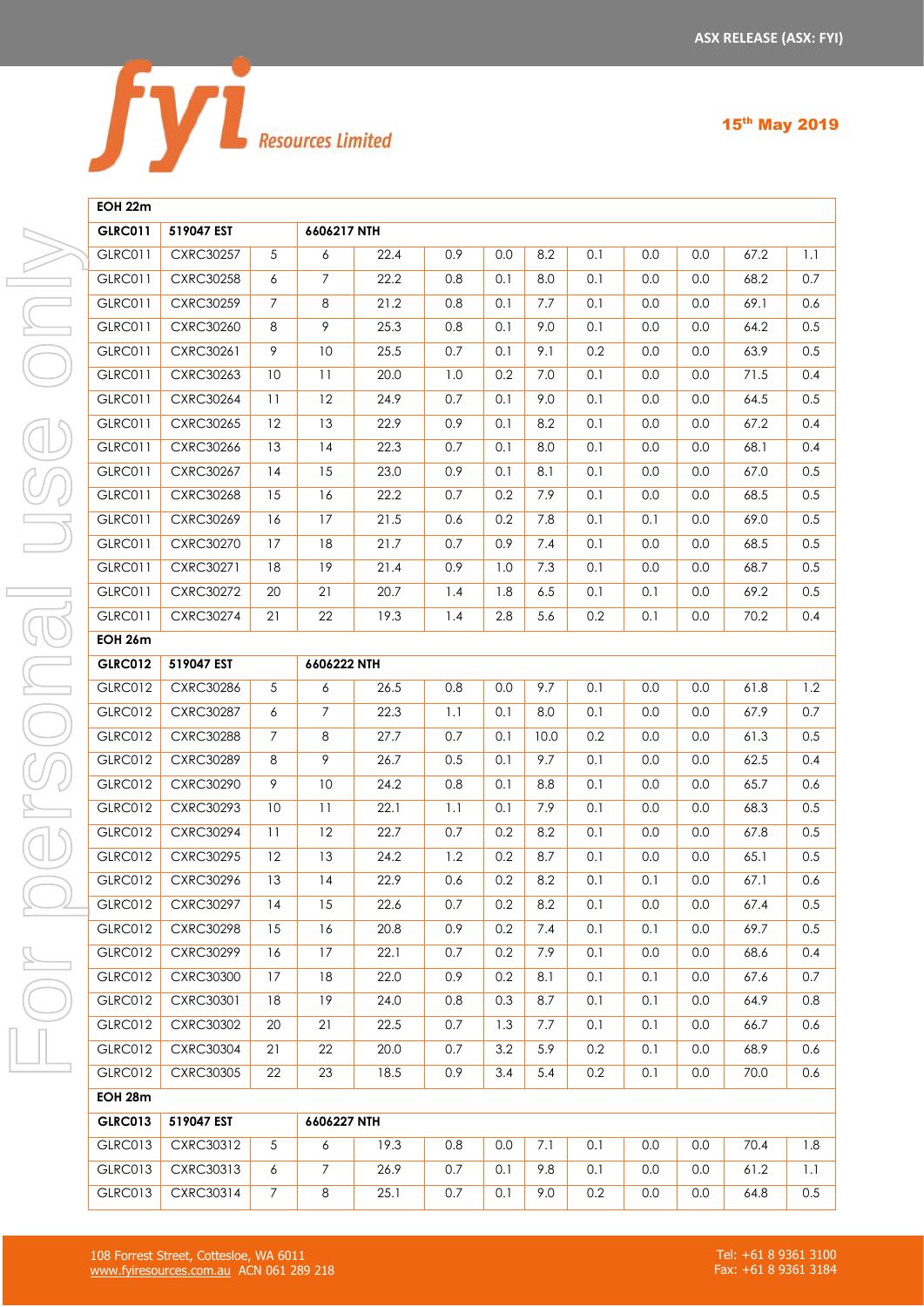| EOH 22m | | | | | | | | | | | | |
|---|---|---|---|---|---|---|---|---|---|---|---|---|
| **GLRC011** | **519047 EST** | | **6606217 NTH** | | | | | | | | | |
| GLRC011 | CXRC30257 | 5 | 6 | 22.4 | 0.9 | 0.0 | 8.2 | 0.1 | 0.0 | 0.0 | 67.2 | 1.1 |
| GLRC011 | CXRC30258 | 6 | 7 | 22.2 | 0.8 | 0.1 | 8.0 | 0.1 | 0.0 | 0.0 | 68.2 | 0.7 |
| GLRC011 | CXRC30259 | 7 | 8 | 21.2 | 0.8 | 0.1 | 7.7 | 0.1 | 0.0 | 0.0 | 69.1 | 0.6 |
| GLRC011 | CXRC30260 | 8 | 9 | 25.3 | 0.8 | 0.1 | 9.0 | 0.1 | 0.0 | 0.0 | 64.2 | 0.5 |
| GLRC011 | CXRC30261 | 9 | 10 | 25.5 | 0.7 | 0.1 | 9.1 | 0.2 | 0.0 | 0.0 | 63.9 | 0.5 |
| GLRC011 | CXRC30263 | 10 | 11 | 20.0 | 1.0 | 0.2 | 7.0 | 0.1 | 0.0 | 0.0 | 71.5 | 0.4 |
| GLRC011 | CXRC30264 | 11 | 12 | 24.9 | 0.7 | 0.1 | 9.0 | 0.1 | 0.0 | 0.0 | 64.5 | 0.5 |
| GLRC011 | CXRC30265 | 12 | 13 | 22.9 | 0.9 | 0.1 | 8.2 | 0.1 | 0.0 | 0.0 | 67.2 | 0.4 |
| GLRC011 | CXRC30266 | 13 | 14 | 22.3 | 0.7 | 0.1 | 8.0 | 0.1 | 0.0 | 0.0 | 68.1 | 0.4 |
| GLRC011 | CXRC30267 | 14 | 15 | 23.0 | 0.9 | 0.1 | 8.1 | 0.1 | 0.0 | 0.0 | 67.0 | 0.5 |
| GLRC011 | CXRC30268 | 15 | 16 | 22.2 | 0.7 | 0.2 | 7.9 | 0.1 | 0.0 | 0.0 | 68.5 | 0.5 |
| GLRC011 | CXRC30269 | 16 | 17 | 21.5 | 0.6 | 0.2 | 7.8 | 0.1 | 0.1 | 0.0 | 69.0 | 0.5 |
| GLRC011 | CXRC30270 | 17 | 18 | 21.7 | 0.7 | 0.9 | 7.4 | 0.1 | 0.0 | 0.0 | 68.5 | 0.5 |
| GLRC011 | CXRC30271 | 18 | 19 | 21.4 | 0.9 | 1.0 | 7.3 | 0.1 | 0.0 | 0.0 | 68.7 | 0.5 |
| GLRC011 | CXRC30272 | 20 | 21 | 20.7 | 1.4 | 1.8 | 6.5 | 0.1 | 0.1 | 0.0 | 69.2 | 0.5 |
| GLRC011 | CXRC30274 | 21 | 22 | 19.3 | 1.4 | 2.8 | 5.6 | 0.2 | 0.1 | 0.0 | 70.2 | 0.4 |
| **EOH 26m** | | | | | | | | | | | | |
| **GLRC012** | **519047 EST** | | **6606222 NTH** | | | | | | | | | |
| GLRC012 | CXRC30286 | 5 | 6 | 26.5 | 0.8 | 0.0 | 9.7 | 0.1 | 0.0 | 0.0 | 61.8 | 1.2 |
| GLRC012 | CXRC30287 | 6 | 7 | 22.3 | 1.1 | 0.1 | 8.0 | 0.1 | 0.0 | 0.0 | 67.9 | 0.7 |
| GLRC012 | CXRC30288 | 7 | 8 | 27.7 | 0.7 | 0.1 | 10.0 | 0.2 | 0.0 | 0.0 | 61.3 | 0.5 |
| GLRC012 | CXRC30289 | 8 | 9 | 26.7 | 0.5 | 0.1 | 9.7 | 0.1 | 0.0 | 0.0 | 62.5 | 0.4 |
| GLRC012 | CXRC30290 | 9 | 10 | 24.2 | 0.8 | 0.1 | 8.8 | 0.1 | 0.0 | 0.0 | 65.7 | 0.6 |
| GLRC012 | CXRC30293 | 10 | 11 | 22.1 | 1.1 | 0.1 | 7.9 | 0.1 | 0.0 | 0.0 | 68.3 | 0.5 |
| GLRC012 | CXRC30294 | 11 | 12 | 22.7 | 0.7 | 0.2 | 8.2 | 0.1 | 0.0 | 0.0 | 67.8 | 0.5 |
| GLRC012 | CXRC30295 | 12 | 13 | 24.2 | 1.2 | 0.2 | 8.7 | 0.1 | 0.0 | 0.0 | 65.1 | 0.5 |
| GLRC012 | CXRC30296 | 13 | 14 | 22.9 | 0.6 | 0.2 | 8.2 | 0.1 | 0.1 | 0.0 | 67.1 | 0.6 |
| GLRC012 | CXRC30297 | 14 | 15 | 22.6 | 0.7 | 0.2 | 8.2 | 0.1 | 0.0 | 0.0 | 67.4 | 0.5 |
| GLRC012 | CXRC30298 | 15 | 16 | 20.8 | 0.9 | 0.2 | 7.4 | 0.1 | 0.1 | 0.0 | 69.7 | 0.5 |
| GLRC012 | CXRC30299 | 16 | 17 | 22.1 | 0.7 | 0.2 | 7.9 | 0.1 | 0.0 | 0.0 | 68.6 | 0.4 |
| GLRC012 | CXRC30300 | 17 | 18 | 22.0 | 0.9 | 0.2 | 8.1 | 0.1 | 0.1 | 0.0 | 67.6 | 0.7 |
| GLRC012 | CXRC30301 | 18 | 19 | 24.0 | 0.8 | 0.3 | 8.7 | 0.1 | 0.1 | 0.0 | 64.9 | 0.8 |
| GLRC012 | CXRC30302 | 20 | 21 | 22.5 | 0.7 | 1.3 | 7.7 | 0.1 | 0.1 | 0.0 | 66.7 | 0.6 |
| GLRC012 | CXRC30304 | 21 | 22 | 20.0 | 0.7 | 3.2 | 5.9 | 0.2 | 0.1 | 0.0 | 68.9 | 0.6 |
| GLRC012 | CXRC30305 | 22 | 23 | 18.5 | 0.9 | 3.4 | 5.4 | 0.2 | 0.1 | 0.0 | 70.0 | 0.6 |
| **EOH 28m** | | | | | | | | | | | | |
| **GLRC013** | **519047 EST** | | **6606227 NTH** | | | | | | | | | |
| GLRC013 | CXRC30312 | 5 | 6 | 19.3 | 0.8 | 0.0 | 7.1 | 0.1 | 0.0 | 0.0 | 70.4 | 1.8 |
| GLRC013 | CXRC30313 | 6 | 7 | 26.9 | 0.7 | 0.1 | 9.8 | 0.1 | 0.0 | 0.0 | 61.2 | 1.1 |
| GLRC013 | CXRC30314 | 7 | 8 | 25.1 | 0.7 | 0.1 | 9.0 | 0.2 | 0.0 | 0.0 | 64.8 | 0.5 |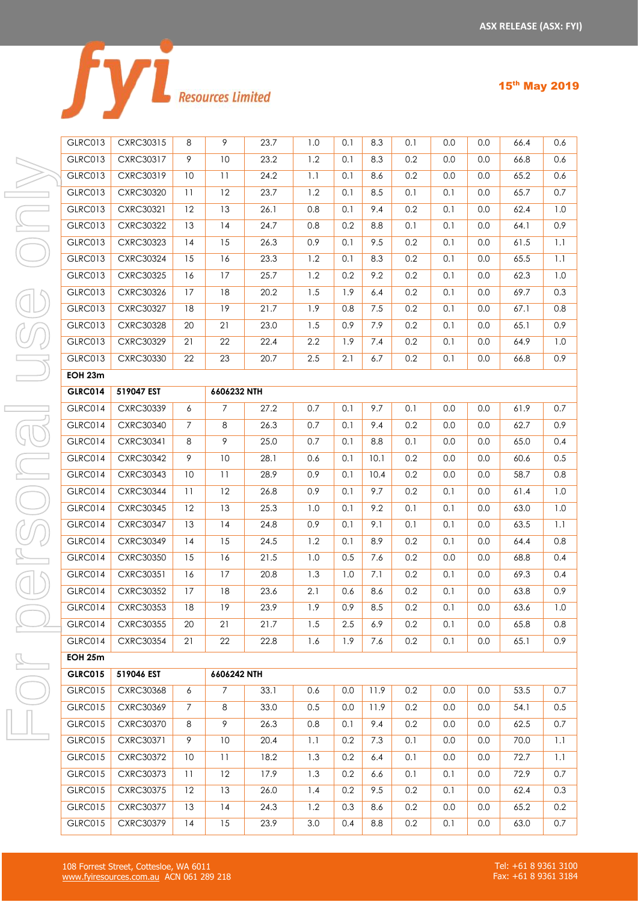| | | | | | | | | | | | | |
|---|---|---|---|---|---|---|---|---|---|---|---|---|
| GLRC013 | CXRC30315 | 8 | 9 | 23.7 | 1.0 | 0.1 | 8.3 | 0.1 | 0.0 | 0.0 | 66.4 | 0.6 |
| GLRC013 | CXRC30317 | 9 | 10 | 23.2 | 1.2 | 0.1 | 8.3 | 0.2 | 0.0 | 0.0 | 66.8 | 0.6 |
| GLRC013 | CXRC30319 | 10 | 11 | 24.2 | 1.1 | 0.1 | 8.6 | 0.2 | 0.0 | 0.0 | 65.2 | 0.6 |
| GLRC013 | CXRC30320 | 11 | 12 | 23.7 | 1.2 | 0.1 | 8.5 | 0.1 | 0.1 | 0.0 | 65.7 | 0.7 |
| GLRC013 | CXRC30321 | 12 | 13 | 26.1 | 0.8 | 0.1 | 9.4 | 0.2 | 0.1 | 0.0 | 62.4 | 1.0 |
| GLRC013 | CXRC30322 | 13 | 14 | 24.7 | 0.8 | 0.2 | 8.8 | 0.1 | 0.1 | 0.0 | 64.1 | 0.9 |
| GLRC013 | CXRC30323 | 14 | 15 | 26.3 | 0.9 | 0.1 | 9.5 | 0.2 | 0.1 | 0.0 | 61.5 | 1.1 |
| GLRC013 | CXRC30324 | 15 | 16 | 23.3 | 1.2 | 0.1 | 8.3 | 0.2 | 0.1 | 0.0 | 65.5 | 1.1 |
| GLRC013 | CXRC30325 | 16 | 17 | 25.7 | 1.2 | 0.2 | 9.2 | 0.2 | 0.1 | 0.0 | 62.3 | 1.0 |
| GLRC013 | CXRC30326 | 17 | 18 | 20.2 | 1.5 | 1.9 | 6.4 | 0.2 | 0.1 | 0.0 | 69.7 | 0.3 |
| GLRC013 | CXRC30327 | 18 | 19 | 21.7 | 1.9 | 0.8 | 7.5 | 0.2 | 0.1 | 0.0 | 67.1 | 0.8 |
| GLRC013 | CXRC30328 | 20 | 21 | 23.0 | 1.5 | 0.9 | 7.9 | 0.2 | 0.1 | 0.0 | 65.1 | 0.9 |
| GLRC013 | CXRC30329 | 21 | 22 | 22.4 | 2.2 | 1.9 | 7.4 | 0.2 | 0.1 | 0.0 | 64.9 | 1.0 |
| GLRC013 | CXRC30330 | 22 | 23 | 20.7 | 2.5 | 2.1 | 6.7 | 0.2 | 0.1 | 0.0 | 66.8 | 0.9 |
| **EOH 23m** | | | | | | | | | | | | |
| **GLRC014** | **519047 EST** | | **6606232 NTH** | | | | | | | | | |
| GLRC014 | CXRC30339 | 6 | 7 | 27.2 | 0.7 | 0.1 | 9.7 | 0.1 | 0.0 | 0.0 | 61.9 | 0.7 |
| GLRC014 | CXRC30340 | 7 | 8 | 26.3 | 0.7 | 0.1 | 9.4 | 0.2 | 0.0 | 0.0 | 62.7 | 0.9 |
| GLRC014 | CXRC30341 | 8 | 9 | 25.0 | 0.7 | 0.1 | 8.8 | 0.1 | 0.0 | 0.0 | 65.0 | 0.4 |
| GLRC014 | CXRC30342 | 9 | 10 | 28.1 | 0.6 | 0.1 | 10.1 | 0.2 | 0.0 | 0.0 | 60.6 | 0.5 |
| GLRC014 | CXRC30343 | 10 | 11 | 28.9 | 0.9 | 0.1 | 10.4 | 0.2 | 0.0 | 0.0 | 58.7 | 0.8 |
| GLRC014 | CXRC30344 | 11 | 12 | 26.8 | 0.9 | 0.1 | 9.7 | 0.2 | 0.1 | 0.0 | 61.4 | 1.0 |
| GLRC014 | CXRC30345 | 12 | 13 | 25.3 | 1.0 | 0.1 | 9.2 | 0.1 | 0.1 | 0.0 | 63.0 | 1.0 |
| GLRC014 | CXRC30347 | 13 | 14 | 24.8 | 0.9 | 0.1 | 9.1 | 0.1 | 0.1 | 0.0 | 63.5 | 1.1 |
| GLRC014 | CXRC30349 | 14 | 15 | 24.5 | 1.2 | 0.1 | 8.9 | 0.2 | 0.1 | 0.0 | 64.4 | 0.8 |
| GLRC014 | CXRC30350 | 15 | 16 | 21.5 | 1.0 | 0.5 | 7.6 | 0.2 | 0.0 | 0.0 | 68.8 | 0.4 |
| GLRC014 | CXRC30351 | 16 | 17 | 20.8 | 1.3 | 1.0 | 7.1 | 0.2 | 0.1 | 0.0 | 69.3 | 0.4 |
| GLRC014 | CXRC30352 | 17 | 18 | 23.6 | 2.1 | 0.6 | 8.6 | 0.2 | 0.1 | 0.0 | 63.8 | 0.9 |
| GLRC014 | CXRC30353 | 18 | 19 | 23.9 | 1.9 | 0.9 | 8.5 | 0.2 | 0.1 | 0.0 | 63.6 | 1.0 |
| GLRC014 | CXRC30355 | 20 | 21 | 21.7 | 1.5 | 2.5 | 6.9 | 0.2 | 0.1 | 0.0 | 65.8 | 0.8 |
| GLRC014 | CXRC30354 | 21 | 22 | 22.8 | 1.6 | 1.9 | 7.6 | 0.2 | 0.1 | 0.0 | 65.1 | 0.9 |
| **EOH 25m** | | | | | | | | | | | | |
| **GLRC015** | **519046 EST** | | **6606242 NTH** | | | | | | | | | |
| GLRC015 | CXRC30368 | 6 | 7 | 33.1 | 0.6 | 0.0 | 11.9 | 0.2 | 0.0 | 0.0 | 53.5 | 0.7 |
| GLRC015 | CXRC30369 | 7 | 8 | 33.0 | 0.5 | 0.0 | 11.9 | 0.2 | 0.0 | 0.0 | 54.1 | 0.5 |
| GLRC015 | CXRC30370 | 8 | 9 | 26.3 | 0.8 | 0.1 | 9.4 | 0.2 | 0.0 | 0.0 | 62.5 | 0.7 |
| GLRC015 | CXRC30371 | 9 | 10 | 20.4 | 1.1 | 0.2 | 7.3 | 0.1 | 0.0 | 0.0 | 70.0 | 1.1 |
| GLRC015 | CXRC30372 | 10 | 11 | 18.2 | 1.3 | 0.2 | 6.4 | 0.1 | 0.0 | 0.0 | 72.7 | 1.1 |
| GLRC015 | CXRC30373 | 11 | 12 | 17.9 | 1.3 | 0.2 | 6.6 | 0.1 | 0.1 | 0.0 | 72.9 | 0.7 |
| GLRC015 | CXRC30375 | 12 | 13 | 26.0 | 1.4 | 0.2 | 9.5 | 0.2 | 0.1 | 0.0 | 62.4 | 0.3 |
| GLRC015 | CXRC30377 | 13 | 14 | 24.3 | 1.2 | 0.3 | 8.6 | 0.2 | 0.0 | 0.0 | 65.2 | 0.2 |
| GLRC015 | CXRC30379 | 14 | 15 | 23.9 | 3.0 | 0.4 | 8.8 | 0.2 | 0.1 | 0.0 | 63.0 | 0.7 |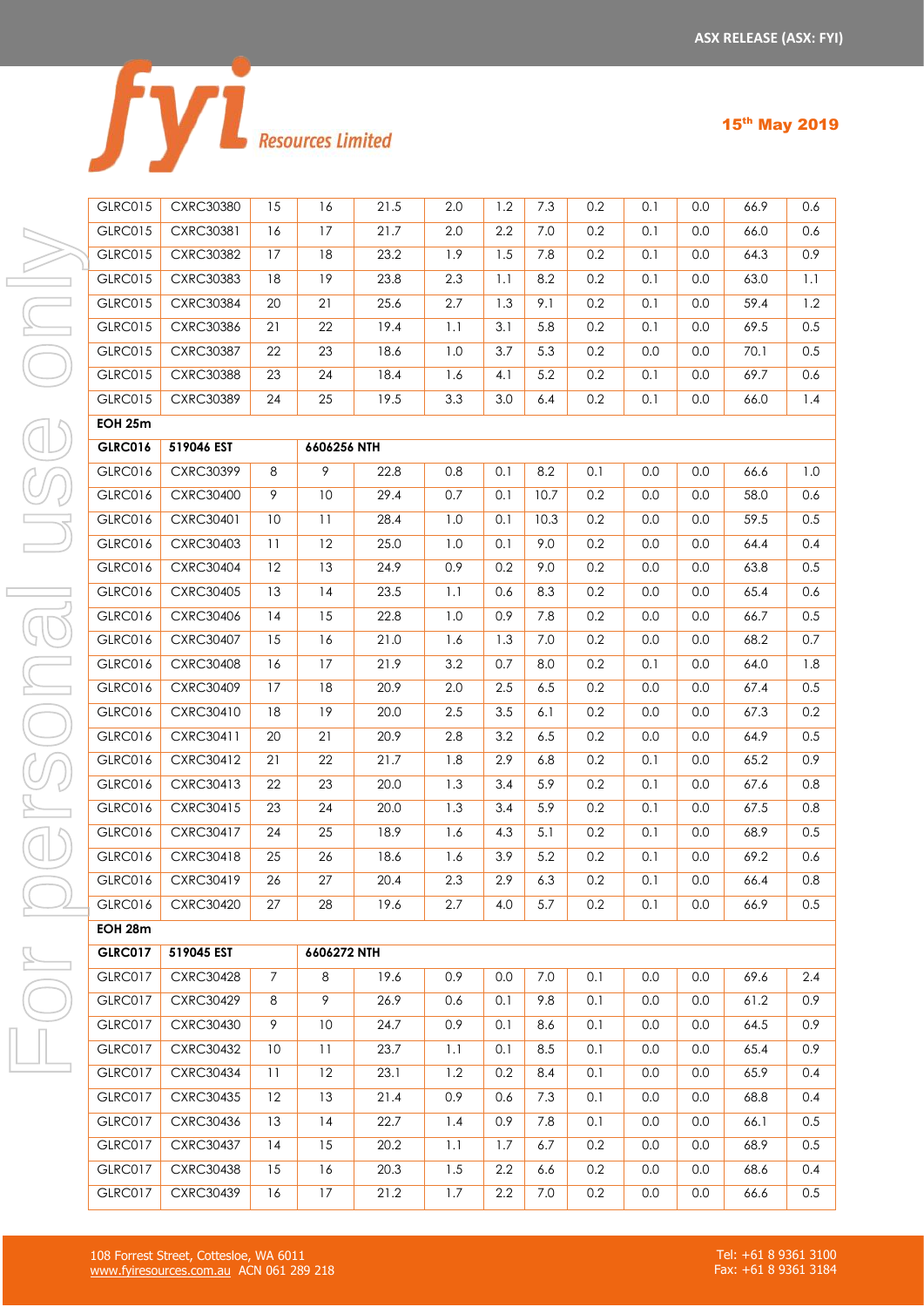| | | | | | | | | | | | | |
|---|---|---|---|---|---|---|---|---|---|---|---|---|
| GLRC015 | CXRC30380 | 15 | 16 | 21.5 | 2.0 | 1.2 | 7.3 | 0.2 | 0.1 | 0.0 | 66.9 | 0.6 |
| GLRC015 | CXRC30381 | 16 | 17 | 21.7 | 2.0 | 2.2 | 7.0 | 0.2 | 0.1 | 0.0 | 66.0 | 0.6 |
| GLRC015 | CXRC30382 | 17 | 18 | 23.2 | 1.9 | 1.5 | 7.8 | 0.2 | 0.1 | 0.0 | 64.3 | 0.9 |
| GLRC015 | CXRC30383 | 18 | 19 | 23.8 | 2.3 | 1.1 | 8.2 | 0.2 | 0.1 | 0.0 | 63.0 | 1.1 |
| GLRC015 | CXRC30384 | 20 | 21 | 25.6 | 2.7 | 1.3 | 9.1 | 0.2 | 0.1 | 0.0 | 59.4 | 1.2 |
| GLRC015 | CXRC30386 | 21 | 22 | 19.4 | 1.1 | 3.1 | 5.8 | 0.2 | 0.1 | 0.0 | 69.5 | 0.5 |
| GLRC015 | CXRC30387 | 22 | 23 | 18.6 | 1.0 | 3.7 | 5.3 | 0.2 | 0.0 | 0.0 | 70.1 | 0.5 |
| GLRC015 | CXRC30388 | 23 | 24 | 18.4 | 1.6 | 4.1 | 5.2 | 0.2 | 0.1 | 0.0 | 69.7 | 0.6 |
| GLRC015 | CXRC30389 | 24 | 25 | 19.5 | 3.3 | 3.0 | 6.4 | 0.2 | 0.1 | 0.0 | 66.0 | 1.4 |
| **EOH 25m** | | | | | | | | | | | | |
| **GLRC016** | **519046 EST** | | **6606256 NTH** | | | | | | | | | |
| GLRC016 | CXRC30399 | 8 | 9 | 22.8 | 0.8 | 0.1 | 8.2 | 0.1 | 0.0 | 0.0 | 66.6 | 1.0 |
| GLRC016 | CXRC30400 | 9 | 10 | 29.4 | 0.7 | 0.1 | 10.7 | 0.2 | 0.0 | 0.0 | 58.0 | 0.6 |
| GLRC016 | CXRC30401 | 10 | 11 | 28.4 | 1.0 | 0.1 | 10.3 | 0.2 | 0.0 | 0.0 | 59.5 | 0.5 |
| GLRC016 | CXRC30403 | 11 | 12 | 25.0 | 1.0 | 0.1 | 9.0 | 0.2 | 0.0 | 0.0 | 64.4 | 0.4 |
| GLRC016 | CXRC30404 | 12 | 13 | 24.9 | 0.9 | 0.2 | 9.0 | 0.2 | 0.0 | 0.0 | 63.8 | 0.5 |
| GLRC016 | CXRC30405 | 13 | 14 | 23.5 | 1.1 | 0.6 | 8.3 | 0.2 | 0.0 | 0.0 | 65.4 | 0.6 |
| GLRC016 | CXRC30406 | 14 | 15 | 22.8 | 1.0 | 0.9 | 7.8 | 0.2 | 0.0 | 0.0 | 66.7 | 0.5 |
| GLRC016 | CXRC30407 | 15 | 16 | 21.0 | 1.6 | 1.3 | 7.0 | 0.2 | 0.0 | 0.0 | 68.2 | 0.7 |
| GLRC016 | CXRC30408 | 16 | 17 | 21.9 | 3.2 | 0.7 | 8.0 | 0.2 | 0.1 | 0.0 | 64.0 | 1.8 |
| GLRC016 | CXRC30409 | 17 | 18 | 20.9 | 2.0 | 2.5 | 6.5 | 0.2 | 0.0 | 0.0 | 67.4 | 0.5 |
| GLRC016 | CXRC30410 | 18 | 19 | 20.0 | 2.5 | 3.5 | 6.1 | 0.2 | 0.0 | 0.0 | 67.3 | 0.2 |
| GLRC016 | CXRC30411 | 20 | 21 | 20.9 | 2.8 | 3.2 | 6.5 | 0.2 | 0.0 | 0.0 | 64.9 | 0.5 |
| GLRC016 | CXRC30412 | 21 | 22 | 21.7 | 1.8 | 2.9 | 6.8 | 0.2 | 0.1 | 0.0 | 65.2 | 0.9 |
| GLRC016 | CXRC30413 | 22 | 23 | 20.0 | 1.3 | 3.4 | 5.9 | 0.2 | 0.1 | 0.0 | 67.6 | 0.8 |
| GLRC016 | CXRC30415 | 23 | 24 | 20.0 | 1.3 | 3.4 | 5.9 | 0.2 | 0.1 | 0.0 | 67.5 | 0.8 |
| GLRC016 | CXRC30417 | 24 | 25 | 18.9 | 1.6 | 4.3 | 5.1 | 0.2 | 0.1 | 0.0 | 68.9 | 0.5 |
| GLRC016 | CXRC30418 | 25 | 26 | 18.6 | 1.6 | 3.9 | 5.2 | 0.2 | 0.1 | 0.0 | 69.2 | 0.6 |
| GLRC016 | CXRC30419 | 26 | 27 | 20.4 | 2.3 | 2.9 | 6.3 | 0.2 | 0.1 | 0.0 | 66.4 | 0.8 |
| GLRC016 | CXRC30420 | 27 | 28 | 19.6 | 2.7 | 4.0 | 5.7 | 0.2 | 0.1 | 0.0 | 66.9 | 0.5 |
| **EOH 28m** | | | | | | | | | | | | |
| **GLRC017** | **519045 EST** | | **6606272 NTH** | | | | | | | | | |
| GLRC017 | CXRC30428 | 7 | 8 | 19.6 | 0.9 | 0.0 | 7.0 | 0.1 | 0.0 | 0.0 | 69.6 | 2.4 |
| GLRC017 | CXRC30429 | 8 | 9 | 26.9 | 0.6 | 0.1 | 9.8 | 0.1 | 0.0 | 0.0 | 61.2 | 0.9 |
| GLRC017 | CXRC30430 | 9 | 10 | 24.7 | 0.9 | 0.1 | 8.6 | 0.1 | 0.0 | 0.0 | 64.5 | 0.9 |
| GLRC017 | CXRC30432 | 10 | 11 | 23.7 | 1.1 | 0.1 | 8.5 | 0.1 | 0.0 | 0.0 | 65.4 | 0.9 |
| GLRC017 | CXRC30434 | 11 | 12 | 23.1 | 1.2 | 0.2 | 8.4 | 0.1 | 0.0 | 0.0 | 65.9 | 0.4 |
| GLRC017 | CXRC30435 | 12 | 13 | 21.4 | 0.9 | 0.6 | 7.3 | 0.1 | 0.0 | 0.0 | 68.8 | 0.4 |
| GLRC017 | CXRC30436 | 13 | 14 | 22.7 | 1.4 | 0.9 | 7.8 | 0.1 | 0.0 | 0.0 | 66.1 | 0.5 |
| GLRC017 | CXRC30437 | 14 | 15 | 20.2 | 1.1 | 1.7 | 6.7 | 0.2 | 0.0 | 0.0 | 68.9 | 0.5 |
| GLRC017 | CXRC30438 | 15 | 16 | 20.3 | 1.5 | 2.2 | 6.6 | 0.2 | 0.0 | 0.0 | 68.6 | 0.4 |
| GLRC017 | CXRC30439 | 16 | 17 | 21.2 | 1.7 | 2.2 | 7.0 | 0.2 | 0.0 | 0.0 | 66.6 | 0.5 |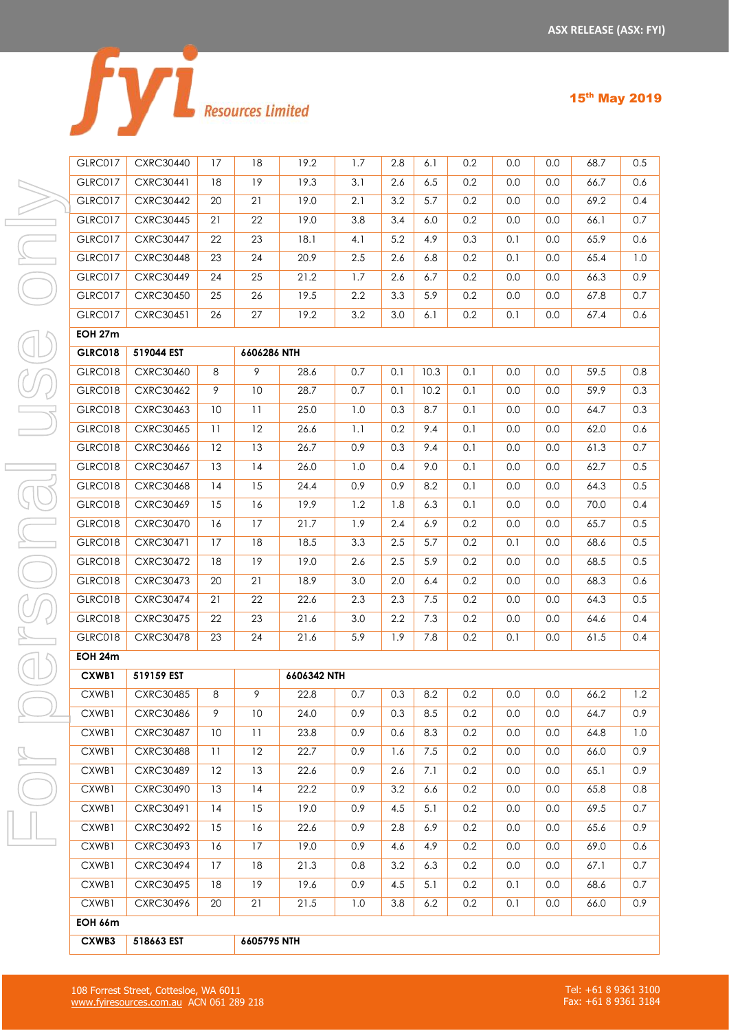| | | | | | | | | | | | | |
|---|---|---|---|---|---|---|---|---|---|---|---|---|
| GLRC017 | CXRC30440 | 17 | 18 | 19.2 | 1.7 | 2.8 | 6.1 | 0.2 | 0.0 | 0.0 | 68.7 | 0.5 |
| GLRC017 | CXRC30441 | 18 | 19 | 19.3 | 3.1 | 2.6 | 6.5 | 0.2 | 0.0 | 0.0 | 66.7 | 0.6 |
| GLRC017 | CXRC30442 | 20 | 21 | 19.0 | 2.1 | 3.2 | 5.7 | 0.2 | 0.0 | 0.0 | 69.2 | 0.4 |
| GLRC017 | CXRC30445 | 21 | 22 | 19.0 | 3.8 | 3.4 | 6.0 | 0.2 | 0.0 | 0.0 | 66.1 | 0.7 |
| GLRC017 | CXRC30447 | 22 | 23 | 18.1 | 4.1 | 5.2 | 4.9 | 0.3 | 0.1 | 0.0 | 65.9 | 0.6 |
| GLRC017 | CXRC30448 | 23 | 24 | 20.9 | 2.5 | 2.6 | 6.8 | 0.2 | 0.1 | 0.0 | 65.4 | 1.0 |
| GLRC017 | CXRC30449 | 24 | 25 | 21.2 | 1.7 | 2.6 | 6.7 | 0.2 | 0.0 | 0.0 | 66.3 | 0.9 |
| GLRC017 | CXRC30450 | 25 | 26 | 19.5 | 2.2 | 3.3 | 5.9 | 0.2 | 0.0 | 0.0 | 67.8 | 0.7 |
| GLRC017 | CXRC30451 | 26 | 27 | 19.2 | 3.2 | 3.0 | 6.1 | 0.2 | 0.1 | 0.0 | 67.4 | 0.6 |
| **EOH 27m** | | | | | | | | | | | | |
| **GLRC018** | **519044 EST** | | **6606286 NTH** | | | | | | | | | |
| GLRC018 | CXRC30460 | 8 | 9 | 28.6 | 0.7 | 0.1 | 10.3 | 0.1 | 0.0 | 0.0 | 59.5 | 0.8 |
| GLRC018 | CXRC30462 | 9 | 10 | 28.7 | 0.7 | 0.1 | 10.2 | 0.1 | 0.0 | 0.0 | 59.9 | 0.3 |
| GLRC018 | CXRC30463 | 10 | 11 | 25.0 | 1.0 | 0.3 | 8.7 | 0.1 | 0.0 | 0.0 | 64.7 | 0.3 |
| GLRC018 | CXRC30465 | 11 | 12 | 26.6 | 1.1 | 0.2 | 9.4 | 0.1 | 0.0 | 0.0 | 62.0 | 0.6 |
| GLRC018 | CXRC30466 | 12 | 13 | 26.7 | 0.9 | 0.3 | 9.4 | 0.1 | 0.0 | 0.0 | 61.3 | 0.7 |
| GLRC018 | CXRC30467 | 13 | 14 | 26.0 | 1.0 | 0.4 | 9.0 | 0.1 | 0.0 | 0.0 | 62.7 | 0.5 |
| GLRC018 | CXRC30468 | 14 | 15 | 24.4 | 0.9 | 0.9 | 8.2 | 0.1 | 0.0 | 0.0 | 64.3 | 0.5 |
| GLRC018 | CXRC30469 | 15 | 16 | 19.9 | 1.2 | 1.8 | 6.3 | 0.1 | 0.0 | 0.0 | 70.0 | 0.4 |
| GLRC018 | CXRC30470 | 16 | 17 | 21.7 | 1.9 | 2.4 | 6.9 | 0.2 | 0.0 | 0.0 | 65.7 | 0.5 |
| GLRC018 | CXRC30471 | 17 | 18 | 18.5 | 3.3 | 2.5 | 5.7 | 0.2 | 0.1 | 0.0 | 68.6 | 0.5 |
| GLRC018 | CXRC30472 | 18 | 19 | 19.0 | 2.6 | 2.5 | 5.9 | 0.2 | 0.0 | 0.0 | 68.5 | 0.5 |
| GLRC018 | CXRC30473 | 20 | 21 | 18.9 | 3.0 | 2.0 | 6.4 | 0.2 | 0.0 | 0.0 | 68.3 | 0.6 |
| GLRC018 | CXRC30474 | 21 | 22 | 22.6 | 2.3 | 2.3 | 7.5 | 0.2 | 0.0 | 0.0 | 64.3 | 0.5 |
| GLRC018 | CXRC30475 | 22 | 23 | 21.6 | 3.0 | 2.2 | 7.3 | 0.2 | 0.0 | 0.0 | 64.6 | 0.4 |
| GLRC018 | CXRC30478 | 23 | 24 | 21.6 | 5.9 | 1.9 | 7.8 | 0.2 | 0.1 | 0.0 | 61.5 | 0.4 |
| **EOH 24m** | | | | | | | | | | | | |
| **CXWB1** | **519159 EST** | | | **6606342 NTH** | | | | | | | | |
| CXWB1 | CXRC30485 | 8 | 9 | 22.8 | 0.7 | 0.3 | 8.2 | 0.2 | 0.0 | 0.0 | 66.2 | 1.2 |
| CXWB1 | CXRC30486 | 9 | 10 | 24.0 | 0.9 | 0.3 | 8.5 | 0.2 | 0.0 | 0.0 | 64.7 | 0.9 |
| CXWB1 | CXRC30487 | 10 | 11 | 23.8 | 0.9 | 0.6 | 8.3 | 0.2 | 0.0 | 0.0 | 64.8 | 1.0 |
| CXWB1 | CXRC30488 | 11 | 12 | 22.7 | 0.9 | 1.6 | 7.5 | 0.2 | 0.0 | 0.0 | 66.0 | 0.9 |
| CXWB1 | CXRC30489 | 12 | 13 | 22.6 | 0.9 | 2.6 | 7.1 | 0.2 | 0.0 | 0.0 | 65.1 | 0.9 |
| CXWB1 | CXRC30490 | 13 | 14 | 22.2 | 0.9 | 3.2 | 6.6 | 0.2 | 0.0 | 0.0 | 65.8 | 0.8 |
| CXWB1 | CXRC30491 | 14 | 15 | 19.0 | 0.9 | 4.5 | 5.1 | 0.2 | 0.0 | 0.0 | 69.5 | 0.7 |
| CXWB1 | CXRC30492 | 15 | 16 | 22.6 | 0.9 | 2.8 | 6.9 | 0.2 | 0.0 | 0.0 | 65.6 | 0.9 |
| CXWB1 | CXRC30493 | 16 | 17 | 19.0 | 0.9 | 4.6 | 4.9 | 0.2 | 0.0 | 0.0 | 69.0 | 0.6 |
| CXWB1 | CXRC30494 | 17 | 18 | 21.3 | 0.8 | 3.2 | 6.3 | 0.2 | 0.0 | 0.0 | 67.1 | 0.7 |
| CXWB1 | CXRC30495 | 18 | 19 | 19.6 | 0.9 | 4.5 | 5.1 | 0.2 | 0.1 | 0.0 | 68.6 | 0.7 |
| CXWB1 | CXRC30496 | 20 | 21 | 21.5 | 1.0 | 3.8 | 6.2 | 0.2 | 0.1 | 0.0 | 66.0 | 0.9 |
| **EOH 66m** | | | | | | | | | | | | |
| **CXWB3** | **518663 EST** | | **6605795 NTH** | | | | | | | | | |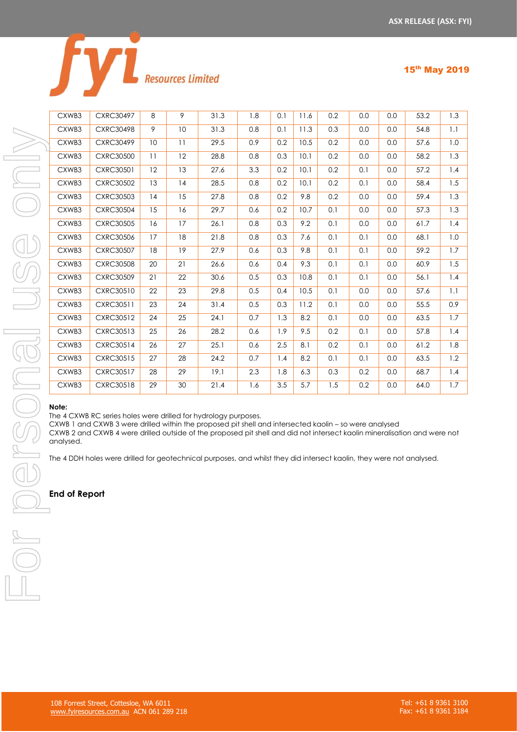| | | | | | | | | | | | | |
|---|---|---|---|---|---|---|---|---|---|---|---|---|
| CXWB3 | CXRC30497 | 8 | 9 | 31.3 | 1.8 | 0.1 | 11.6 | 0.2 | 0.0 | 0.0 | 53.2 | 1.3 |
| CXWB3 | CXRC30498 | 9 | 10 | 31.3 | 0.8 | 0.1 | 11.3 | 0.3 | 0.0 | 0.0 | 54.8 | 1.1 |
| CXWB3 | CXRC30499 | 10 | 11 | 29.5 | 0.9 | 0.2 | 10.5 | 0.2 | 0.0 | 0.0 | 57.6 | 1.0 |
| CXWB3 | CXRC30500 | 11 | 12 | 28.8 | 0.8 | 0.3 | 10.1 | 0.2 | 0.0 | 0.0 | 58.2 | 1.3 |
| CXWB3 | CXRC30501 | 12 | 13 | 27.6 | 3.3 | 0.2 | 10.1 | 0.2 | 0.1 | 0.0 | 57.2 | 1.4 |
| CXWB3 | CXRC30502 | 13 | 14 | 28.5 | 0.8 | 0.2 | 10.1 | 0.2 | 0.1 | 0.0 | 58.4 | 1.5 |
| CXWB3 | CXRC30503 | 14 | 15 | 27.8 | 0.8 | 0.2 | 9.8 | 0.2 | 0.0 | 0.0 | 59.4 | 1.3 |
| CXWB3 | CXRC30504 | 15 | 16 | 29.7 | 0.6 | 0.2 | 10.7 | 0.1 | 0.0 | 0.0 | 57.3 | 1.3 |
| CXWB3 | CXRC30505 | 16 | 17 | 26.1 | 0.8 | 0.3 | 9.2 | 0.1 | 0.0 | 0.0 | 61.7 | 1.4 |
| CXWB3 | CXRC30506 | 17 | 18 | 21.8 | 0.8 | 0.3 | 7.6 | 0.1 | 0.1 | 0.0 | 68.1 | 1.0 |
| CXWB3 | CXRC30507 | 18 | 19 | 27.9 | 0.6 | 0.3 | 9.8 | 0.1 | 0.1 | 0.0 | 59.2 | 1.7 |
| CXWB3 | CXRC30508 | 20 | 21 | 26.6 | 0.6 | 0.4 | 9.3 | 0.1 | 0.1 | 0.0 | 60.9 | 1.5 |
| CXWB3 | CXRC30509 | 21 | 22 | 30.6 | 0.5 | 0.3 | 10.8 | 0.1 | 0.1 | 0.0 | 56.1 | 1.4 |
| CXWB3 | CXRC30510 | 22 | 23 | 29.8 | 0.5 | 0.4 | 10.5 | 0.1 | 0.0 | 0.0 | 57.6 | 1.1 |
| CXWB3 | CXRC30511 | 23 | 24 | 31.4 | 0.5 | 0.3 | 11.2 | 0.1 | 0.0 | 0.0 | 55.5 | 0.9 |
| CXWB3 | CXRC30512 | 24 | 25 | 24.1 | 0.7 | 1.3 | 8.2 | 0.1 | 0.0 | 0.0 | 63.5 | 1.7 |
| CXWB3 | CXRC30513 | 25 | 26 | 28.2 | 0.6 | 1.9 | 9.5 | 0.2 | 0.1 | 0.0 | 57.8 | 1.4 |
| CXWB3 | CXRC30514 | 26 | 27 | 25.1 | 0.6 | 2.5 | 8.1 | 0.2 | 0.1 | 0.0 | 61.2 | 1.8 |
| CXWB3 | CXRC30515 | 27 | 28 | 24.2 | 0.7 | 1.4 | 8.2 | 0.1 | 0.1 | 0.0 | 63.5 | 1.2 |
| CXWB3 | CXRC30517 | 28 | 29 | 19.1 | 2.3 | 1.8 | 6.3 | 0.3 | 0.2 | 0.0 | 68.7 | 1.4 |
| CXWB3 | CXRC30518 | 29 | 30 | 21.4 | 1.6 | 3.5 | 5.7 | 1.5 | 0.2 | 0.0 | 64.0 | 1.7 |

**Note:**

The 4 CXWB RC series holes were drilled for hydrology purposes.
CXWB 1 and CXWB 3 were drilled within the proposed pit shell and intersected kaolin – so were analysed
CXWB 2 and CXWB 4 were drilled outside of the proposed pit shell and did not intersect kaolin mineralisation and were not analysed.

The 4 DDH holes were drilled for geotechnical purposes, and whilst they did intersect kaolin, they were not analysed.

**End of Report**